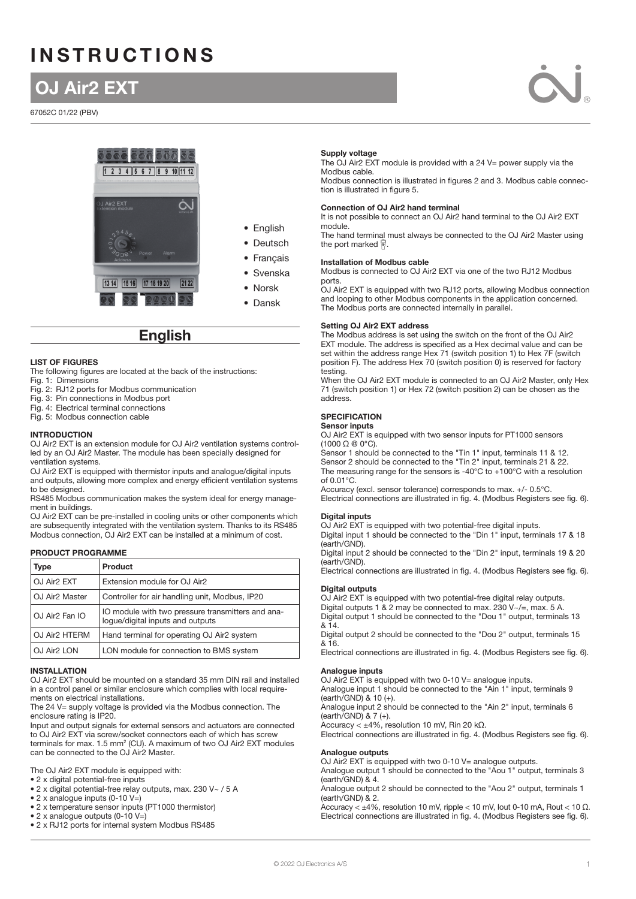# INSTRUCTIONS

## OJ Air2 EXT

67052C 01/22 (PBV)

- English
- Deutsch
- Français
- Svenska
- Norsk
- Dansk

# English

### LIST OF FIGURES

The following figures are located at the back of the instructions:

Fig. 1: Dimensions
Fig. 2: RJ12 ports for Modbus communication
Fig. 3: Pin connections in Modbus port
Fig. 4: Electrical terminal connections
Fig. 5: Modbus connection cable

### INTRODUCTION

OJ Air2 EXT is an extension module for OJ Air2 ventilation systems controlled by an OJ Air2 Master. The module has been specially designed for ventilation systems.

OJ Air2 EXT is equipped with thermistor inputs and analogue/digital inputs and outputs, allowing more complex and energy efficient ventilation systems to be designed.

RS485 Modbus communication makes the system ideal for energy management in buildings.

OJ Air2 EXT can be pre-installed in cooling units or other components which are subsequently integrated with the ventilation system. Thanks to its RS485 Modbus connection, OJ Air2 EXT can be installed at a minimum of cost.

### PRODUCT PROGRAMME

| Type | Product |
|---|---|
| OJ Air2 EXT | Extension module for OJ Air2 |
| OJ Air2 Master | Controller for air handling unit, Modbus, IP20 |
| OJ Air2 Fan IO | IO module with two pressure transmitters and analogue/digital inputs and outputs |
| OJ Air2 HTERM | Hand terminal for operating OJ Air2 system |
| OJ Air2 LON | LON module for connection to BMS system |

### INSTALLATION

OJ Air2 EXT should be mounted on a standard 35 mm DIN rail and installed in a control panel or similar enclosure which complies with local requirements on electrical installations.

The 24 V= supply voltage is provided via the Modbus connection. The enclosure rating is IP20.

Input and output signals for external sensors and actuators are connected to OJ Air2 EXT via screw/socket connectors each of which has screw terminals for max. 1.5 mm² (CU). A maximum of two OJ Air2 EXT modules can be connected to the OJ Air2 Master.

The OJ Air2 EXT module is equipped with:

- 2 x digital potential-free inputs
- 2 x digital potential-free relay outputs, max. 230 V~ / 5 A
- 2 x analogue inputs (0-10 V=)
- 2 x temperature sensor inputs (PT1000 thermistor)
- 2 x analogue outputs (0-10 V=)
- 2 x RJ12 ports for internal system Modbus RS485

### Supply voltage

The OJ Air2 EXT module is provided with a 24 V= power supply via the Modbus cable.

Modbus connection is illustrated in figures 2 and 3. Modbus cable connection is illustrated in figure 5.

### Connection of OJ Air2 hand terminal

It is not possible to connect an OJ Air2 hand terminal to the OJ Air2 EXT module.

The hand terminal must always be connected to the OJ Air2 Master using the port marked .

### Installation of Modbus cable

Modbus is connected to OJ Air2 EXT via one of the two RJ12 Modbus ports.

OJ Air2 EXT is equipped with two RJ12 ports, allowing Modbus connection and looping to other Modbus components in the application concerned. The Modbus ports are connected internally in parallel.

### Setting OJ Air2 EXT address

The Modbus address is set using the switch on the front of the OJ Air2 EXT module. The address is specified as a Hex decimal value and can be set within the address range Hex 71 (switch position 1) to Hex 7F (switch position F). The address Hex 70 (switch position 0) is reserved for factory testing.

When the OJ Air2 EXT module is connected to an OJ Air2 Master, only Hex 71 (switch position 1) or Hex 72 (switch position 2) can be chosen as the address.

### SPECIFICATION

#### Sensor inputs

OJ Air2 EXT is equipped with two sensor inputs for PT1000 sensors (1000 Ω @ 0°C).

Sensor 1 should be connected to the "Tin 1" input, terminals 11 & 12.

Sensor 2 should be connected to the "Tin 2" input, terminals 21 & 22.

The measuring range for the sensors is -40°C to +100°C with a resolution of 0.01°C.

Accuracy (excl. sensor tolerance) corresponds to max. +/- 0.5°C.

Electrical connections are illustrated in fig. 4. (Modbus Registers see fig. 6).

#### Digital inputs

OJ Air2 EXT is equipped with two potential-free digital inputs.

Digital input 1 should be connected to the "Din 1" input, terminals 17 & 18 (earth/GND).

Digital input 2 should be connected to the "Din 2" input, terminals 19 & 20 (earth/GND).

Electrical connections are illustrated in fig. 4. (Modbus Registers see fig. 6).

#### Digital outputs

OJ Air2 EXT is equipped with two potential-free digital relay outputs.

Digital outputs 1 & 2 may be connected to max. 230 V~/=, max. 5 A.

Digital output 1 should be connected to the "Dou 1" output, terminals 13 & 14.

Digital output 2 should be connected to the "Dou 2" output, terminals 15 & 16.

Electrical connections are illustrated in fig. 4. (Modbus Registers see fig. 6).

#### Analogue inputs

OJ Air2 EXT is equipped with two 0-10 V= analogue inputs.

Analogue input 1 should be connected to the "Ain 1" input, terminals 9 (earth/GND) & 10 (+).

Analogue input 2 should be connected to the "Ain 2" input, terminals 6 (earth/GND) & 7 (+).

Accuracy < ±4%, resolution 10 mV, Rin 20 kΩ.

Electrical connections are illustrated in fig. 4. (Modbus Registers see fig. 6).

#### Analogue outputs

OJ Air2 EXT is equipped with two 0-10 V= analogue outputs.

Analogue output 1 should be connected to the "Aou 1" output, terminals 3 (earth/GND) & 4.

Analogue output 2 should be connected to the "Aou 2" output, terminals 1 (earth/GND) & 2.

Accuracy < ±4%, resolution 10 mV, ripple < 10 mV, Iout 0-10 mA, Rout < 10 Ω.

Electrical connections are illustrated in fig. 4. (Modbus Registers see fig. 6).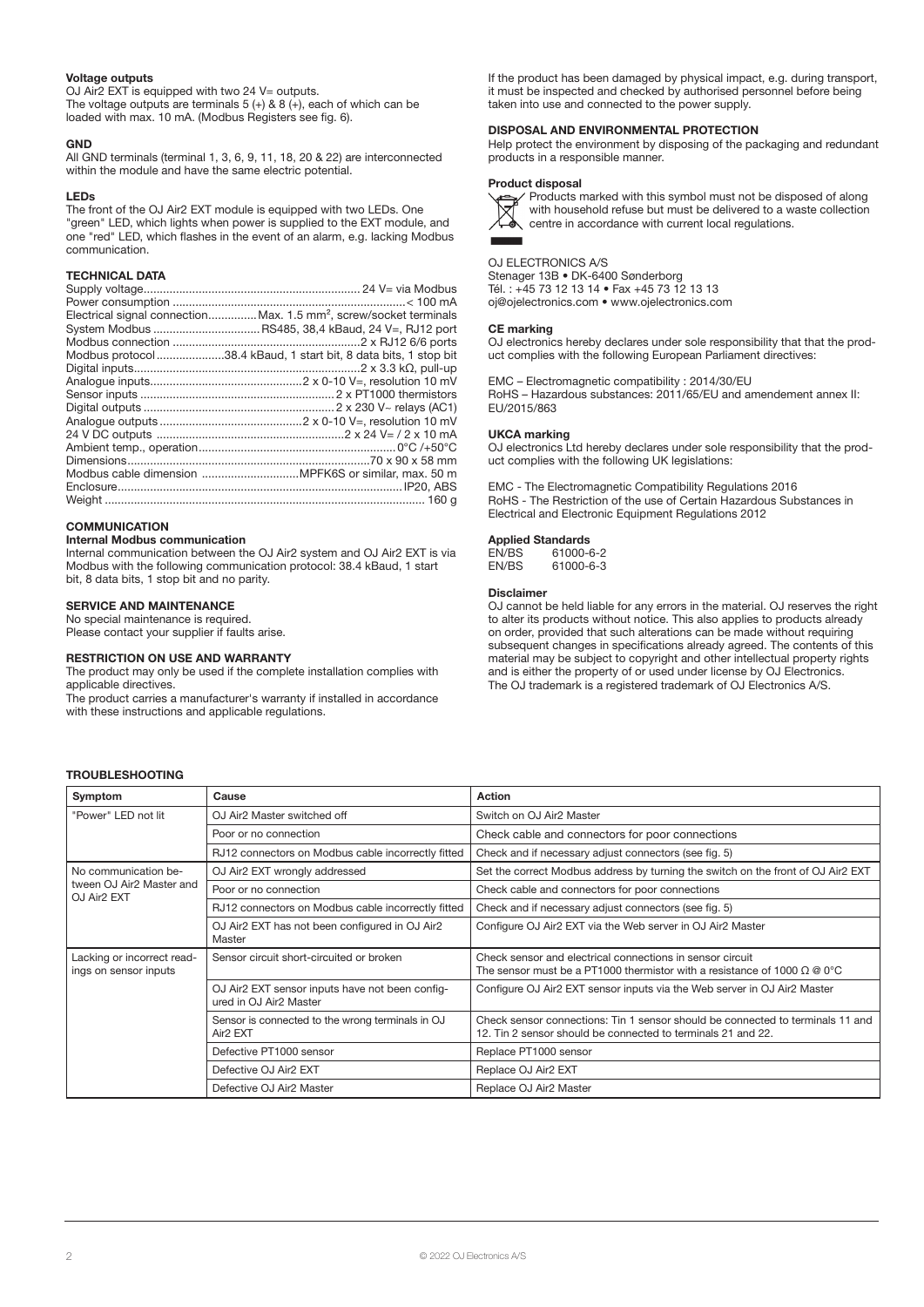**Voltage outputs**

OJ Air2 EXT is equipped with two 24 V= outputs.
The voltage outputs are terminals 5 (+) & 8 (+), each of which can be loaded with max. 10 mA. (Modbus Registers see fig. 6).

**GND**

All GND terminals (terminal 1, 3, 6, 9, 11, 18, 20 & 22) are interconnected within the module and have the same electric potential.

**LEDs**

The front of the OJ Air2 EXT module is equipped with two LEDs. One "green" LED, which lights when power is supplied to the EXT module, and one "red" LED, which flashes in the event of an alarm, e.g. lacking Modbus communication.

**TECHNICAL DATA**

| | |
|---|---|
| Supply voltage | 24 V= via Modbus |
| Power consumption | < 100 mA |
| Electrical signal connection | Max. 1.5 mm², screw/socket terminals |
| System Modbus | RS485, 38,4 kBaud, 24 V=, RJ12 port |
| Modbus connection | 2 x RJ12 6/6 ports |
| Modbus protocol | 38.4 kBaud, 1 start bit, 8 data bits, 1 stop bit |
| Digital inputs | 2 x 3.3 kΩ, pull-up |
| Analogue inputs | 2 x 0-10 V=, resolution 10 mV |
| Sensor inputs | 2 x PT1000 thermistors |
| Digital outputs | 2 x 230 V~ relays (AC1) |
| Analogue outputs | 2 x 0-10 V=, resolution 10 mV |
| 24 V DC outputs | 2 x 24 V= / 2 x 10 mA |
| Ambient temp., operation | 0°C /+50°C |
| Dimensions | 70 x 90 x 58 mm |
| Modbus cable dimension | MPFK6S or similar, max. 50 m |
| Enclosure | IP20, ABS |
| Weight | 160 g |

**COMMUNICATION**

**Internal Modbus communication**

Internal communication between the OJ Air2 system and OJ Air2 EXT is via Modbus with the following communication protocol: 38.4 kBaud, 1 start bit, 8 data bits, 1 stop bit and no parity.

**SERVICE AND MAINTENANCE**

No special maintenance is required.
Please contact your supplier if faults arise.

**RESTRICTION ON USE AND WARRANTY**

The product may only be used if the complete installation complies with applicable directives.
The product carries a manufacturer's warranty if installed in accordance with these instructions and applicable regulations.

If the product has been damaged by physical impact, e.g. during transport, it must be inspected and checked by authorised personnel before being taken into use and connected to the power supply.

**DISPOSAL AND ENVIRONMENTAL PROTECTION**

Help protect the environment by disposing of the packaging and redundant products in a responsible manner.

**Product disposal**

Products marked with this symbol must not be disposed of along with household refuse but must be delivered to a waste collection centre in accordance with current local regulations.

OJ ELECTRONICS A/S
Stenager 13B • DK-6400 Sønderborg
Tél. : +45 73 12 13 14 • Fax +45 73 12 13 13
oj@ojelectronics.com • www.ojelectronics.com

**CE marking**

OJ electronics hereby declares under sole responsibility that that the product complies with the following European Parliament directives:

EMC – Electromagnetic compatibility : 2014/30/EU
RoHS – Hazardous substances: 2011/65/EU and amendement annex II: EU/2015/863

**UKCA marking**

OJ electronics Ltd hereby declares under sole responsibility that the product complies with the following UK legislations:

EMC - The Electromagnetic Compatibility Regulations 2016
RoHS - The Restriction of the use of Certain Hazardous Substances in Electrical and Electronic Equipment Regulations 2012

**Applied Standards**

EN/BS 61000-6-2
EN/BS 61000-6-3

**Disclaimer**

OJ cannot be held liable for any errors in the material. OJ reserves the right to alter its products without notice. This also applies to products already on order, provided that such alterations can be made without requiring subsequent changes in specifications already agreed. The contents of this material may be subject to copyright and other intellectual property rights and is either the property of or used under license by OJ Electronics. The OJ trademark is a registered trademark of OJ Electronics A/S.

**TROUBLESHOOTING**

| Symptom | Cause | Action |
|---|---|---|
| "Power" LED not lit | OJ Air2 Master switched off | Switch on OJ Air2 Master |
| | Poor or no connection | Check cable and connectors for poor connections |
| | RJ12 connectors on Modbus cable incorrectly fitted | Check and if necessary adjust connectors (see fig. 5) |
| No communication between OJ Air2 Master and OJ Air2 EXT | OJ Air2 EXT wrongly addressed | Set the correct Modbus address by turning the switch on the front of OJ Air2 EXT |
| | Poor or no connection | Check cable and connectors for poor connections |
| | RJ12 connectors on Modbus cable incorrectly fitted | Check and if necessary adjust connectors (see fig. 5) |
| | OJ Air2 EXT has not been configured in OJ Air2 Master | Configure OJ Air2 EXT via the Web server in OJ Air2 Master |
| Lacking or incorrect readings on sensor inputs | Sensor circuit short-circuited or broken | Check sensor and electrical connections in sensor circuit<br>The sensor must be a PT1000 thermistor with a resistance of 1000 Ω @ 0°C |
| | OJ Air2 EXT sensor inputs have not been configured in OJ Air2 Master | Configure OJ Air2 EXT sensor inputs via the Web server in OJ Air2 Master |
| | Sensor is connected to the wrong terminals in OJ Air2 EXT | Check sensor connections: Tin 1 sensor should be connected to terminals 11 and 12. Tin 2 sensor should be connected to terminals 21 and 22. |
| | Defective PT1000 sensor | Replace PT1000 sensor |
| | Defective OJ Air2 EXT | Replace OJ Air2 EXT |
| | Defective OJ Air2 Master | Replace OJ Air2 Master |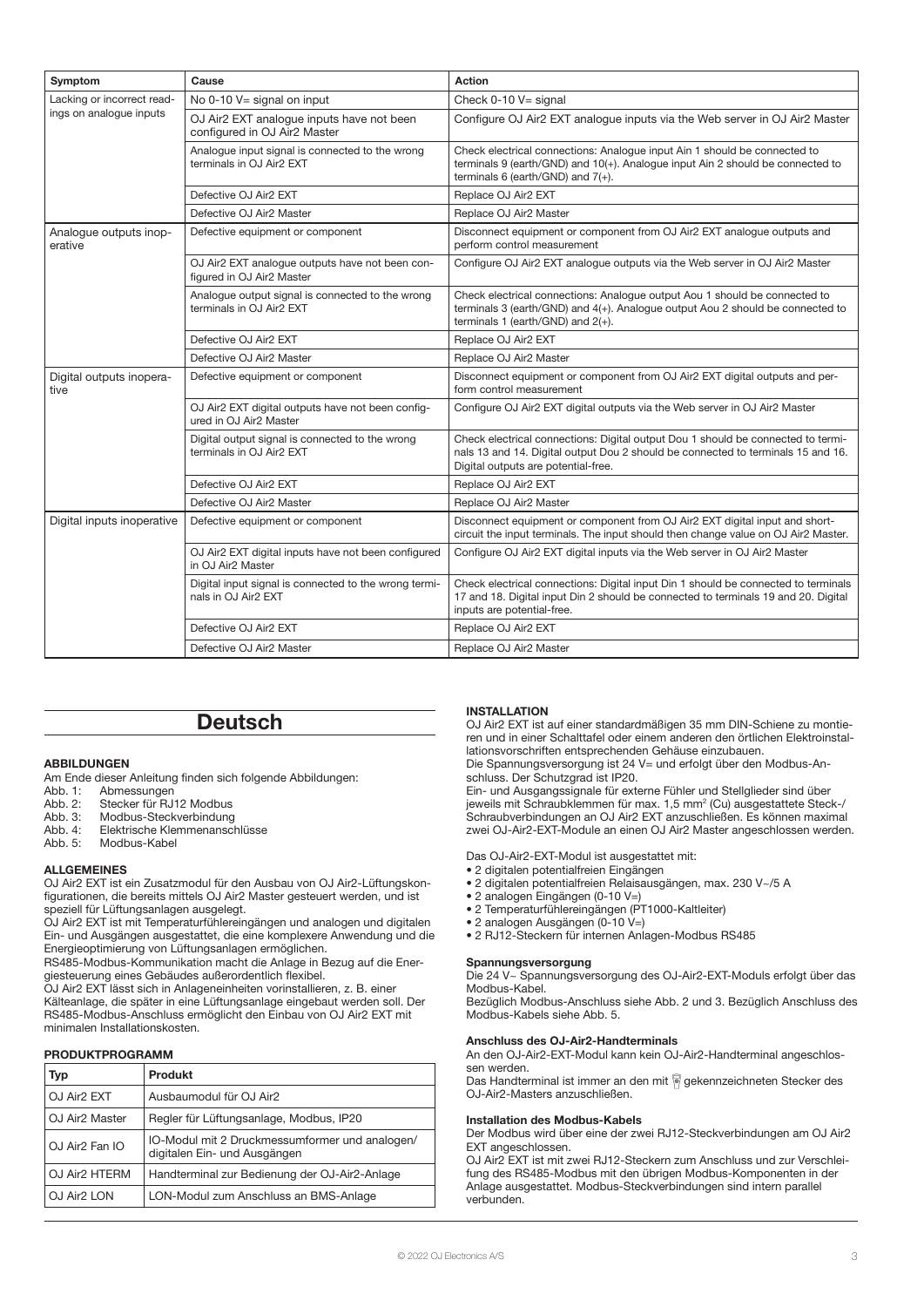| Symptom | Cause | Action |
|---|---|---|
| Lacking or incorrect readings on analogue inputs | No 0-10 V= signal on input | Check 0-10 V= signal |
| | OJ Air2 EXT analogue inputs have not been configured in OJ Air2 Master | Configure OJ Air2 EXT analogue inputs via the Web server in OJ Air2 Master |
| | Analogue input signal is connected to the wrong terminals in OJ Air2 EXT | Check electrical connections: Analogue input Ain 1 should be connected to terminals 9 (earth/GND) and 10(+). Analogue input Ain 2 should be connected to terminals 6 (earth/GND) and 7(+). |
| | Defective OJ Air2 EXT | Replace OJ Air2 EXT |
| | Defective OJ Air2 Master | Replace OJ Air2 Master |
| Analogue outputs inoperative | Defective equipment or component | Disconnect equipment or component from OJ Air2 EXT analogue outputs and perform control measurement |
| | OJ Air2 EXT analogue outputs have not been configured in OJ Air2 Master | Configure OJ Air2 EXT analogue outputs via the Web server in OJ Air2 Master |
| | Analogue output signal is connected to the wrong terminals in OJ Air2 EXT | Check electrical connections: Analogue output Aou 1 should be connected to terminals 3 (earth/GND) and 4(+). Analogue output Aou 2 should be connected to terminals 1 (earth/GND) and 2(+). |
| | Defective OJ Air2 EXT | Replace OJ Air2 EXT |
| | Defective OJ Air2 Master | Replace OJ Air2 Master |
| Digital outputs inoperative | Defective equipment or component | Disconnect equipment or component from OJ Air2 EXT digital outputs and perform control measurement |
| | OJ Air2 EXT digital outputs have not been configured in OJ Air2 Master | Configure OJ Air2 EXT digital outputs via the Web server in OJ Air2 Master |
| | Digital output signal is connected to the wrong terminals in OJ Air2 EXT | Check electrical connections: Digital output Dou 1 should be connected to terminals 13 and 14. Digital output Dou 2 should be connected to terminals 15 and 16. Digital outputs are potential-free. |
| | Defective OJ Air2 EXT | Replace OJ Air2 EXT |
| | Defective OJ Air2 Master | Replace OJ Air2 Master |
| Digital inputs inoperative | Defective equipment or component | Disconnect equipment or component from OJ Air2 EXT digital input and short-circuit the input terminals. The input should then change value on OJ Air2 Master. |
| | OJ Air2 EXT digital inputs have not been configured in OJ Air2 Master | Configure OJ Air2 EXT digital inputs via the Web server in OJ Air2 Master |
| | Digital input signal is connected to the wrong terminals in OJ Air2 EXT | Check electrical connections: Digital input Din 1 should be connected to terminals 17 and 18. Digital input Din 2 should be connected to terminals 19 and 20. Digital inputs are potential-free. |
| | Defective OJ Air2 EXT | Replace OJ Air2 EXT |
| | Defective OJ Air2 Master | Replace OJ Air2 Master |

# Deutsch

### ABBILDUNGEN

Am Ende dieser Anleitung finden sich folgende Abbildungen:

Abb. 1: Abmessungen
Abb. 2: Stecker für RJ12 Modbus
Abb. 3: Modbus-Steckverbindung
Abb. 4: Elektrische Klemmenanschlüsse
Abb. 5: Modbus-Kabel

### ALLGEMEINES

OJ Air2 EXT ist ein Zusatzmodul für den Ausbau von OJ Air2-Lüftungskonfigurationen, die bereits mittels OJ Air2 Master gesteuert werden, und ist speziell für Lüftungsanlagen ausgelegt.

OJ Air2 EXT ist mit Temperaturfühlereingängen und analogen und digitalen Ein- und Ausgängen ausgestattet, die eine komplexere Anwendung und die Energieoptimierung von Lüftungsanlagen ermöglichen.

RS485-Modbus-Kommunikation macht die Anlage in Bezug auf die Energiesteuerung eines Gebäudes außerordentlich flexibel.

OJ Air2 EXT lässt sich in Anlageneinheiten vorinstallieren, z. B. einer Kälteanlage, die später in eine Lüftungsanlage eingebaut werden soll. Der RS485-Modbus-Anschluss ermöglicht den Einbau von OJ Air2 EXT mit minimalen Installationskosten.

### PRODUKTPROGRAMM

| Typ | Produkt |
|---|---|
| OJ Air2 EXT | Ausbaumodul für OJ Air2 |
| OJ Air2 Master | Regler für Lüftungsanlage, Modbus, IP20 |
| OJ Air2 Fan IO | IO-Modul mit 2 Druckmessumformer und analogen/ digitalen Ein- und Ausgängen |
| OJ Air2 HTERM | Handterminal zur Bedienung der OJ-Air2-Anlage |
| OJ Air2 LON | LON-Modul zum Anschluss an BMS-Anlage |

### INSTALLATION

OJ Air2 EXT ist auf einer standardmäßigen 35 mm DIN-Schiene zu montieren und in einer Schalttafel oder einem anderen den örtlichen Elektroinstallationsvorschriften entsprechenden Gehäuse einzubauen.

Die Spannungsversorgung ist 24 V= und erfolgt über den Modbus-Anschluss. Der Schutzgrad ist IP20.

Ein- und Ausgangssignale für externe Fühler und Stellglieder sind über jeweils mit Schraubklemmen für max. 1,5 mm² (Cu) ausgestattete Steck-/ Schraubverbindungen an OJ Air2 EXT anzuschließen. Es können maximal zwei OJ-Air2-EXT-Module an einen OJ Air2 Master angeschlossen werden.

Das OJ-Air2-EXT-Modul ist ausgestattet mit:

- 2 digitalen potentialfreien Eingängen
- 2 digitalen potentialfreien Relaisausgängen, max. 230 V~/5 A
- 2 analogen Eingängen (0-10 V=)
- 2 Temperaturfühlereingängen (PT1000-Kaltleiter)
- 2 analogen Ausgängen (0-10 V=)
- 2 RJ12-Steckern für internen Anlagen-Modbus RS485

#### Spannungsversorgung

Die 24 V~ Spannungsversorgung des OJ-Air2-EXT-Moduls erfolgt über das Modbus-Kabel.

Bezüglich Modbus-Anschluss siehe Abb. 2 und 3. Bezüglich Anschluss des Modbus-Kabels siehe Abb. 5.

#### Anschluss des OJ-Air2-Handterminals

An den OJ-Air2-EXT-Modul kann kein OJ-Air2-Handterminal angeschlossen werden.

Das Handterminal ist immer an den mit gekennzeichneten Stecker des OJ-Air2-Masters anzuschließen.

#### Installation des Modbus-Kabels

Der Modbus wird über eine der zwei RJ12-Steckverbindungen am OJ Air2 EXT angeschlossen.

OJ Air2 EXT ist mit zwei RJ12-Steckern zum Anschluss und zur Verschleifung des RS485-Modbus mit den übrigen Modbus-Komponenten in der Anlage ausgestattet. Modbus-Steckverbindungen sind intern parallel verbunden.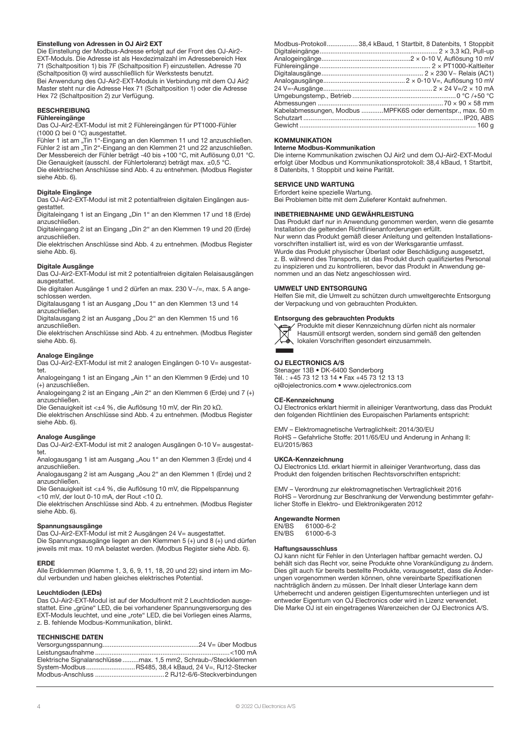### Einstellung von Adressen in OJ Air2 EXT

Die Einstellung der Modbus-Adresse erfolgt auf der Front des OJ-Air2-EXT-Moduls. Die Adresse ist als Hexdezimalzahl im Adressebereich Hex 71 (Schaltposition 1) bis 7F (Schaltposition F) einzustellen. Adresse 70 (Schaltposition 0) wird ausschließlich für Werkstests benutzt.
Bei Anwendung des OJ-Air2-EXT-Moduls in Verbindung mit dem OJ Air2 Master steht nur die Adresse Hex 71 (Schaltposition 1) oder die Adresse Hex 72 (Schaltposition 2) zur Verfügung.

## BESCHREIBUNG

### Fühlereingänge

Das OJ-Air2-EXT-Modul ist mit 2 Fühlereingängen für PT1000-Fühler (1000 Ω bei 0 °C) ausgestattet.
Fühler 1 ist am „Tin 1"-Eingang an den Klemmen 11 und 12 anzuschließen.
Fühler 2 ist am „Tin 2"-Eingang an den Klemmen 21 und 22 anzuschließen.
Der Messbereich der Fühler beträgt -40 bis +100 °C, mit Auflösung 0,01 °C.
Die Genauigkeit (ausschl. der Fühlertoleranz) beträgt max. ±0,5 °C.
Die elektrischen Anschlüsse sind Abb. 4 zu entnehmen. (Modbus Register siehe Abb. 6).

### Digitale Eingänge

Das OJ-Air2-EXT-Modul ist mit 2 potentialfreien digitalen Eingängen ausgestattet.
Digitaleingang 1 ist an Eingang „Din 1" an den Klemmen 17 und 18 (Erde) anzuschließen.
Digitaleingang 2 ist an Eingang „Din 2" an den Klemmen 19 und 20 (Erde) anzuschließen.
Die elektrischen Anschlüsse sind Abb. 4 zu entnehmen. (Modbus Register siehe Abb. 6).

### Digitale Ausgänge

Das OJ-Air2-EXT-Modul ist mit 2 potentialfreien digitalen Relaisausgängen ausgestattet.
Die digitalen Ausgänge 1 und 2 dürfen an max. 230 V~/=, max. 5 A angeschlossen werden.
Digitalausgang 1 ist an Ausgang „Dou 1" an den Klemmen 13 und 14 anzuschließen.
Digitalausgang 2 ist an Ausgang „Dou 2" an den Klemmen 15 und 16 anzuschließen.
Die elektrischen Anschlüsse sind Abb. 4 zu entnehmen. (Modbus Register siehe Abb. 6).

### Analoge Eingänge

Das OJ-Air2-EXT-Modul ist mit 2 analogen Eingängen 0-10 V= ausgestattet.
Analogeingang 1 ist an Eingang „Ain 1" an den Klemmen 9 (Erde) und 10 (+) anzuschließen.
Analogeingang 2 ist an Eingang „Ain 2" an den Klemmen 6 (Erde) und 7 (+) anzuschließen.
Die Genauigkeit ist <±4 %, die Auflösung 10 mV, der Rin 20 kΩ.
Die elektrischen Anschlüsse sind Abb. 4 zu entnehmen. (Modbus Register siehe Abb. 6).

### Analoge Ausgänge

Das OJ-Air2-EXT-Modul ist mit 2 analogen Ausgängen 0-10 V= ausgestattet.
Analogausgang 1 ist am Ausgang „Aou 1" an den Klemmen 3 (Erde) und 4 anzuschließen.
Analogausgang 2 ist am Ausgang „Aou 2" an den Klemmen 1 (Erde) und 2 anzuschließen.
Die Genauigkeit ist <±4 %, die Auflösung 10 mV, die Rippelspannung <10 mV, der Iout 0-10 mA, der Rout <10 Ω.
Die elektrischen Anschlüsse sind Abb. 4 zu entnehmen. (Modbus Register siehe Abb. 6).

### Spannungsausgänge

Das OJ-Air2-EXT-Modul ist mit 2 Ausgängen 24 V= ausgestattet.
Die Spannungsausgänge liegen an den Klemmen 5 (+) und 8 (+) und dürfen jeweils mit max. 10 mA belastet werden. (Modbus Register siehe Abb. 6).

### ERDE

Alle Erdklemmen (Klemme 1, 3, 6, 9, 11, 18, 20 und 22) sind intern im Modul verbunden und haben gleiches elektrisches Potential.

### Leuchtdioden (LEDs)

Das OJ-Air2-EXT-Modul ist auf der Modulfront mit 2 Leuchtdioden ausgestattet. Eine „grüne" LED, die bei vorhandener Spannungsversorgung des EXT-Moduls leuchtet, und eine „rote" LED, die bei Vorliegen eines Alarms, z. B. fehlende Modbus-Kommunikation, blinkt.

## TECHNISCHE DATEN

| | |
|---|---|
| Versorgungsspannung | 24 V= über Modbus |
| Leistungsaufnahme | <100 mA |
| Elektrische Signalanschlüsse | max. 1,5 mm2, Schraub-/Steckklemmen |
| System-Modbus | RS485, 38,4 kBaud, 24 V=, RJ12-Stecker |
| Modbus-Anschluss | 2 RJ12-6/6-Steckverbindungen |
| Modbus-Protokoll | 38,4 kBaud, 1 Startbit, 8 Datenbits, 1 Stoppbit |
| Digitaleingänge | 2 × 3,3 kΩ, Pull-up |
| Analogeingänge | 2 × 0-10 V, Auflösung 10 mV |
| Fühlereingänge | 2 × PT1000-Kaltleiter |
| Digitalausgänge | 2 × 230 V~ Relais (AC1) |
| Analogausgänge | 2 × 0-10 V=, Auflösung 10 mV |
| 24 V=-Ausgänge | 2 × 24 V=/2 × 10 mA |
| Umgebungstemp., Betrieb | 0 °C /+50 °C |
| Abmessungen | 70 × 90 × 58 mm |
| Kabelabmessungen, Modbus | MPFK6S oder dementspr., max. 50 m |
| Schutzart | IP20, ABS |
| Gewicht | 160 g |

## KOMMUNIKATION

### Interne Modbus-Kommunikation

Die interne Kommunikation zwischen OJ Air2 und dem OJ-Air2-EXT-Modul erfolgt über Modbus und Kommunikationsprotokoll: 38,4 kBaud, 1 Startbit, 8 Datenbits, 1 Stoppbit und keine Parität.

## SERVICE UND WARTUNG

Erfordert keine spezielle Wartung.
Bei Problemen bitte mit dem Zulieferer Kontakt aufnehmen.

## INBETRIEBNAHME UND GEWÄHRLEISTUNG

Das Produkt darf nur in Anwendung genommen werden, wenn die gesamte Installation die geltenden Richtlinienanforderungen erfüllt.
Nur wenn das Produkt gemäß dieser Anleitung und geltenden Installationsvorschriften installiert ist, wird es von der Werksgarantie umfasst.
Wurde das Produkt physischer Überlast oder Beschädigung ausgesetzt, z. B. während des Transports, ist das Produkt durch qualifiziertes Personal zu inspizieren und zu kontrollieren, bevor das Produkt in Anwendung genommen und an das Netz angeschlossen wird.

## UMWELT UND ENTSORGUNG

Helfen Sie mit, die Umwelt zu schützen durch umweltgerechte Entsorgung der Verpackung und von gebrauchten Produkten.

### Entsorgung des gebrauchten Produkts

Produkte mit dieser Kennzeichnung dürfen nicht als normaler Hausmüll entsorgt werden, sondern sind gemäß den geltenden lokalen Vorschriften gesondert einzusammeln.

### OJ ELECTRONICS A/S

Stenager 13B • DK-6400 Sønderborg
Tél. : +45 73 12 13 14 • Fax +45 73 12 13 13
oj@ojelectronics.com • www.ojelectronics.com

### CE-Kennzeichnung

OJ Electronics erklart hiermit in alleiniger Verantwortung, dass das Produkt den folgenden Richtlinien des Europäischen Parlaments entspricht:

EMV – Elektromagnetische Vertraglichkeit: 2014/30/EU
RoHS – Gefahrliche Stoffe: 2011/65/EU und Anderung in Anhang II: EU/2015/863

### UKCA-Kennzeichnung

OJ Electronics Ltd. erklart hiermit in alleiniger Verantwortung, dass das Produkt den folgenden britischen Rechtsvorschriften entspricht:

EMV – Verordnung zur elektromagnetischen Vertraglichkeit 2016
RoHS – Verordnung zur Beschrankung der Verwendung bestimmter gefahrlicher Stoffe in Elektro- und Elektronikgeraten 2012

### Angewandte Normen

EN/BS 61000-6-2
EN/BS 61000-6-3

### Haftungsausschluss

OJ kann nicht für Fehler in den Unterlagen haftbar gemacht werden. OJ behält sich das Recht vor, seine Produkte ohne Vorankündigung zu ändern. Dies gilt auch für bereits bestellte Produkte, vorausgesetzt, dass die Änderungen vorgenommen werden können, ohne vereinbarte Spezifikationen nachträglich ändern zu müssen. Der Inhalt dieser Unterlage kann dem Urheberrecht und anderen geistigen Eigentumsrechten unterliegen und ist entweder Eigentum von OJ Electronics oder wird in Lizenz verwendet.
Die Marke OJ ist ein eingetragenes Warenzeichen der OJ Electronics A/S.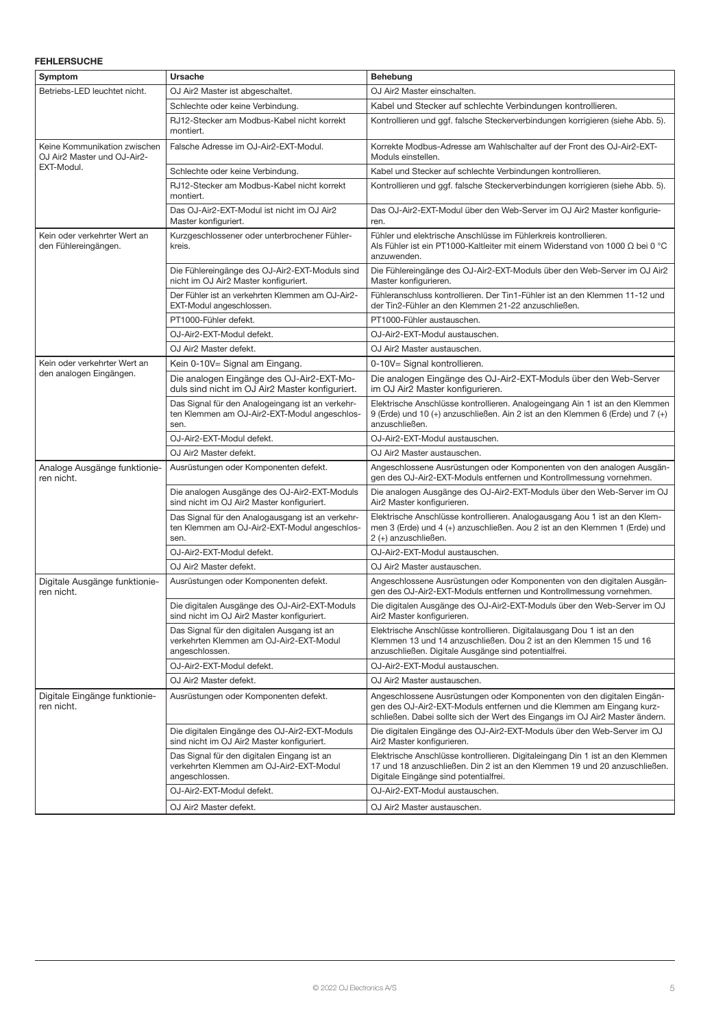**FEHLERSUCHE**

| Symptom | Ursache | Behebung |
|---|---|---|
| Betriebs-LED leuchtet nicht. | OJ Air2 Master ist abgeschaltet. | OJ Air2 Master einschalten. |
| | Schlechte oder keine Verbindung. | Kabel und Stecker auf schlechte Verbindungen kontrollieren. |
| | RJ12-Stecker am Modbus-Kabel nicht korrekt montiert. | Kontrollieren und ggf. falsche Steckerverbindungen korrigieren (siehe Abb. 5). |
| Keine Kommunikation zwischen OJ Air2 Master und OJ-Air2-EXT-Modul. | Falsche Adresse im OJ-Air2-EXT-Modul. | Korrekte Modbus-Adresse am Wahlschalter auf der Front des OJ-Air2-EXT-Moduls einstellen. |
| | Schlechte oder keine Verbindung. | Kabel und Stecker auf schlechte Verbindungen kontrollieren. |
| | RJ12-Stecker am Modbus-Kabel nicht korrekt montiert. | Kontrollieren und ggf. falsche Steckerverbindungen korrigieren (siehe Abb. 5). |
| | Das OJ-Air2-EXT-Modul ist nicht im OJ Air2 Master konfiguriert. | Das OJ-Air2-EXT-Modul über den Web-Server im OJ Air2 Master konfigurieren. |
| Kein oder verkehrter Wert an den Fühlereingängen. | Kurzgeschlossener oder unterbrochener Fühlerkreis. | Fühler und elektrische Anschlüsse im Fühlerkreis kontrollieren. Als Fühler ist ein PT1000-Kaltleiter mit einem Widerstand von 1000 Ω bei 0 °C anzuwenden. |
| | Die Fühlereingänge des OJ-Air2-EXT-Moduls sind nicht im OJ Air2 Master konfiguriert. | Die Fühlereingänge des OJ-Air2-EXT-Moduls über den Web-Server im OJ Air2 Master konfigurieren. |
| | Der Fühler ist an verkehrten Klemmen am OJ-Air2-EXT-Modul angeschlossen. | Fühleranschluss kontrollieren. Der Tin1-Fühler ist an den Klemmen 11-12 und der Tin2-Fühler an den Klemmen 21-22 anzuschließen. |
| | PT1000-Fühler defekt. | PT1000-Fühler austauschen. |
| | OJ-Air2-EXT-Modul defekt. | OJ-Air2-EXT-Modul austauschen. |
| | OJ Air2 Master defekt. | OJ Air2 Master austauschen. |
| Kein oder verkehrter Wert an den analogen Eingängen. | Kein 0-10V= Signal am Eingang. | 0-10V= Signal kontrollieren. |
| | Die analogen Eingänge des OJ-Air2-EXT-Moduls sind nicht im OJ Air2 Master konfiguriert. | Die analogen Eingänge des OJ-Air2-EXT-Moduls über den Web-Server im OJ Air2 Master konfigurieren. |
| | Das Signal für den Analogeingang ist an verkehrten Klemmen am OJ-Air2-EXT-Modul angeschlossen. | Elektrische Anschlüsse kontrollieren. Analogeingang Ain 1 ist an den Klemmen 9 (Erde) und 10 (+) anzuschließen. Ain 2 ist an den Klemmen 6 (Erde) und 7 (+) anzuschließen. |
| | OJ-Air2-EXT-Modul defekt. | OJ-Air2-EXT-Modul austauschen. |
| | OJ Air2 Master defekt. | OJ Air2 Master austauschen. |
| Analoge Ausgänge funktionieren nicht. | Ausrüstungen oder Komponenten defekt. | Angeschlossene Ausrüstungen oder Komponenten von den analogen Ausgängen des OJ-Air2-EXT-Moduls entfernen und Kontrollmessung vornehmen. |
| | Die analogen Ausgänge des OJ-Air2-EXT-Moduls sind nicht im OJ Air2 Master konfiguriert. | Die analogen Ausgänge des OJ-Air2-EXT-Moduls über den Web-Server im OJ Air2 Master konfigurieren. |
| | Das Signal für den Analogausgang ist an verkehrten Klemmen am OJ-Air2-EXT-Modul angeschlossen. | Elektrische Anschlüsse kontrollieren. Analogausgang Aou 1 ist an den Klemmen 3 (Erde) und 4 (+) anzuschließen. Aou 2 ist an den Klemmen 1 (Erde) und 2 (+) anzuschließen. |
| | OJ-Air2-EXT-Modul defekt. | OJ-Air2-EXT-Modul austauschen. |
| | OJ Air2 Master defekt. | OJ Air2 Master austauschen. |
| Digitale Ausgänge funktionieren nicht. | Ausrüstungen oder Komponenten defekt. | Angeschlossene Ausrüstungen oder Komponenten von den digitalen Ausgängen des OJ-Air2-EXT-Moduls entfernen und Kontrollmessung vornehmen. |
| | Die digitalen Ausgänge des OJ-Air2-EXT-Moduls sind nicht im OJ Air2 Master konfiguriert. | Die digitalen Ausgänge des OJ-Air2-EXT-Moduls über den Web-Server im OJ Air2 Master konfigurieren. |
| | Das Signal für den digitalen Ausgang ist an verkehrten Klemmen am OJ-Air2-EXT-Modul angeschlossen. | Elektrische Anschlüsse kontrollieren. Digitalausgang Dou 1 ist an den Klemmen 13 und 14 anzuschließen. Dou 2 ist an den Klemmen 15 und 16 anzuschließen. Digitale Ausgänge sind potentialfrei. |
| | OJ-Air2-EXT-Modul defekt. | OJ-Air2-EXT-Modul austauschen. |
| | OJ Air2 Master defekt. | OJ Air2 Master austauschen. |
| Digitale Eingänge funktionieren nicht. | Ausrüstungen oder Komponenten defekt. | Angeschlossene Ausrüstungen oder Komponenten von den digitalen Eingängen des OJ-Air2-EXT-Moduls entfernen und die Klemmen am Eingang kurzschließen. Dabei sollte sich der Wert des Eingangs im OJ Air2 Master ändern. |
| | Die digitalen Eingänge des OJ-Air2-EXT-Moduls sind nicht im OJ Air2 Master konfiguriert. | Die digitalen Eingänge des OJ-Air2-EXT-Moduls über den Web-Server im OJ Air2 Master konfigurieren. |
| | Das Signal für den digitalen Eingang ist an verkehrten Klemmen am OJ-Air2-EXT-Modul angeschlossen. | Elektrische Anschlüsse kontrollieren. Digitaleingang Din 1 ist an den Klemmen 17 und 18 anzuschließen. Din 2 ist an den Klemmen 19 und 20 anzuschließen. Digitale Eingänge sind potentialfrei. |
| | OJ-Air2-EXT-Modul defekt. | OJ-Air2-EXT-Modul austauschen. |
| | OJ Air2 Master defekt. | OJ Air2 Master austauschen. |

© 2022 OJ Electronics A/S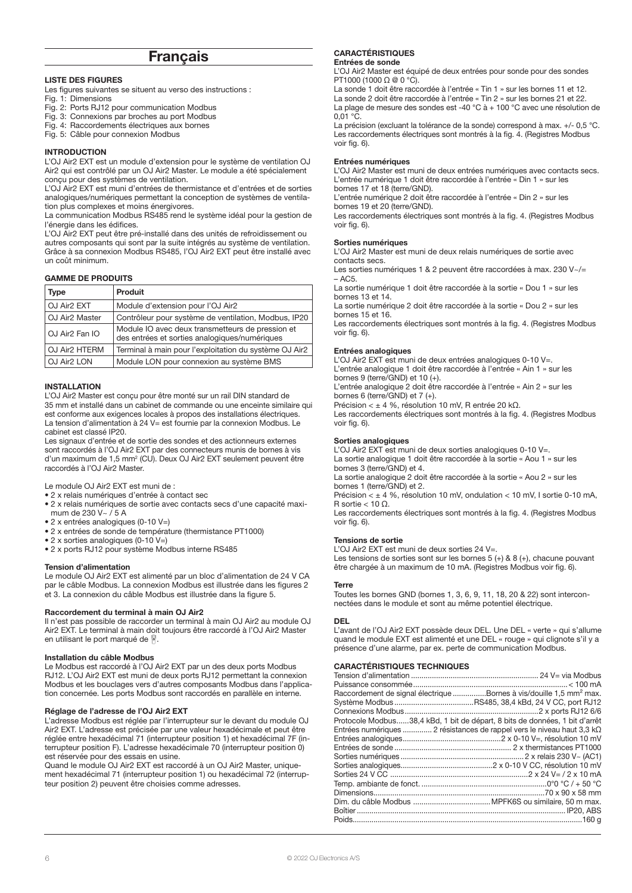# Français

### LISTE DES FIGURES

Les figures suivantes se situent au verso des instructions :

Fig. 1: Dimensions
Fig. 2: Ports RJ12 pour communication Modbus
Fig. 3: Connexions par broches au port Modbus
Fig. 4: Raccordements électriques aux bornes
Fig. 5: Câble pour connexion Modbus

### INTRODUCTION

L'OJ Air2 EXT est un module d'extension pour le système de ventilation OJ Air2 qui est contrôlé par un OJ Air2 Master. Le module a été spécialement conçu pour des systèmes de ventilation.

L'OJ Air2 EXT est muni d'entrées de thermistance et d'entrées et de sorties analogiques/numériques permettant la conception de systèmes de ventilation plus complexes et moins énergivores.

La communication Modbus RS485 rend le système idéal pour la gestion de l'énergie dans les édifices.

L'OJ Air2 EXT peut être pré-installé dans des unités de refroidissement ou autres composants qui sont par la suite intégrés au système de ventilation. Grâce à sa connexion Modbus RS485, l'OJ Air2 EXT peut être installé avec un coût minimum.

### GAMME DE PRODUITS

| Type | Produit |
|---|---|
| OJ Air2 EXT | Module d'extension pour l'OJ Air2 |
| OJ Air2 Master | Contrôleur pour système de ventilation, Modbus, IP20 |
| OJ Air2 Fan IO | Module IO avec deux transmetteurs de pression et des entrées et sorties analogiques/numériques |
| OJ Air2 HTERM | Terminal à main pour l'exploitation du système Air2 |
| OJ Air2 LON | Module LON pour connexion au système BMS |

### INSTALLATION

L'OJ Air2 Master est conçu pour être monté sur un rail DIN standard de 35 mm et installé dans un cabinet de commande ou une enceinte similaire qui est conforme aux exigences locales à propos des installations électriques. La tension d'alimentation à 24 V= est fournie par la connexion Modbus. Le cabinet est classé IP20.

Les signaux d'entrée et de sortie des sondes et des actionneurs externes sont raccordés à l'OJ Air2 EXT par des connecteurs munis de bornes à vis d'un maximum de 1,5 mm² (CU). Deux OJ Air2 EXT seulement peuvent être raccordés à l'OJ Air2 Master.

Le module OJ Air2 EXT est muni de :

- 2 x relais numériques d'entrée à contact sec
- 2 x relais numériques de sortie avec contacts secs d'une capacité maximum de 230 V~ / 5 A
- 2 x entrées analogiques (0-10 V=)
- 2 x entrées de sonde de température (thermistance PT1000)
- 2 x sorties analogiques (0-10 V=)
- 2 x ports RJ12 pour système Modbus interne RS485

#### Tension d'alimentation

Le module OJ Air2 EXT est alimenté par un bloc d'alimentation de 24 V CA par le câble Modbus. La connexion Modbus est illustrée dans les figures 2 et 3. La connexion du câble Modbus est illustrée dans la figure 5.

#### Raccordement du terminal à main OJ Air2

Il n'est pas possible de raccorder un terminal à main OJ Air2 au module OJ Air2 EXT. Le terminal à main doit toujours être raccordé à l'OJ Air2 Master en utilisant le port marqué de ▯.

#### Installation du câble Modbus

Le Modbus est raccordé à l'OJ Air2 EXT par un des deux ports Modbus RJ12. L'OJ Air2 EXT est muni de deux ports RJ12 permettant la connexion Modbus et les bouclages vers d'autres composants Modbus dans l'application concernée. Les ports Modbus sont raccordés en parallèle en interne.

#### Réglage de l'adresse de l'OJ Air2 EXT

L'adresse Modbus est réglée par l'interrupteur sur le devant du module OJ Air2 EXT. L'adresse est précisée par une valeur hexadécimale et peut être réglée entre hexadécimal 71 (interrupteur position 1) et hexadécimal 7F (interrupteur position F). L'adresse hexadécimale 70 (interrupteur position 0) est réservée pour des essais en usine.

Quand le module OJ Air2 EXT est raccordé à un OJ Air2 Master, uniquement hexadécimal 71 (interrupteur position 1) ou hexadécimal 72 (interrupteur position 2) peuvent être choisies comme adresses.

### CARACTÉRISTIQUES

#### Entrées de sonde

L'OJ Air2 Master est équipé de deux entrées pour sonde pour des sondes PT1000 (1000 Ω @ 0 °C).

La sonde 1 doit être raccordée à l'entrée « Tin 1 » sur les bornes 11 et 12.

La sonde 2 doit être raccordée à l'entrée « Tin 2 » sur les bornes 21 et 22.

La plage de mesure des sondes est -40 °C à + 100 °C avec une résolution de 0,01 °C.

La précision (excluant la tolérance de la sonde) correspond à max. +/- 0,5 °C. Les raccordements électriques sont montrés à la fig. 4. (Registres Modbus voir fig. 6).

#### Entrées numériques

L'OJ Air2 Master est muni de deux entrées numériques avec contacts secs. L'entrée numérique 1 doit être raccordée à l'entrée « Din 1 » sur les bornes 17 et 18 (terre/GND).

L'entrée numérique 2 doit être raccordée à l'entrée « Din 2 » sur les bornes 19 et 20 (terre/GND).

Les raccordements électriques sont montrés à la fig. 4. (Registres Modbus voir fig. 6).

#### Sorties numériques

L'OJ Air2 Master est muni de deux relais numériques de sortie avec contacts secs.

Les sorties numériques 1 & 2 peuvent être raccordées à max. 230 V~/= – AC5.

La sortie numérique 1 doit être raccordée à la sortie « Dou 1 » sur les bornes 13 et 14.

La sortie numérique 2 doit être raccordée à la sortie « Dou 2 » sur les bornes 15 et 16.

Les raccordements électriques sont montrés à la fig. 4. (Registres Modbus voir fig. 6).

#### Entrées analogiques

L'OJ Air2 EXT est muni de deux entrées analogiques 0-10 V=.

L'entrée analogique 1 doit être raccordée à l'entrée « Ain 1 » sur les bornes 9 (terre/GND) et 10 (+).

L'entrée analogique 2 doit être raccordée à l'entrée « Ain 2 » sur les bornes 6 (terre/GND) et 7 (+).

Précision < ± 4 %, résolution 10 mV, R entrée 20 kΩ.

Les raccordements électriques sont montrés à la fig. 4. (Registres Modbus voir fig. 6).

#### Sorties analogiques

L'OJ Air2 EXT est muni de deux sorties analogiques 0-10 V=.

La sortie analogique 1 doit être raccordée à la sortie « Aou 1 » sur les bornes 3 (terre/GND) et 4.

La sortie analogique 2 doit être raccordée à la sortie « Aou 2 » sur les bornes 1 (terre/GND) et 2.

Précision < ± 4 %, résolution 10 mV, ondulation < 10 mV, I sortie 0-10 mA, R sortie < 10 Ω.

Les raccordements électriques sont montrés à la fig. 4. (Registres Modbus voir fig. 6).

#### Tensions de sortie

L'OJ Air2 EXT est muni de deux sorties 24 V=.

Les tensions de sorties sont sur les bornes 5 (+) & 8 (+), chacune pouvant être chargée à un maximum de 10 mA. (Registres Modbus voir fig. 6).

#### Terre

Toutes les bornes GND (bornes 1, 3, 6, 9, 11, 18, 20 & 22) sont interconnectées dans le module et sont au même potentiel électrique.

#### DEL

L'avant de l'OJ Air2 EXT possède deux DEL. Une DEL « verte » qui s'allume quand le module EXT est alimenté et une DEL « rouge » qui clignote s'il y a présence d'une alarme, par ex. perte de communication Modbus.

### CARACTÉRISTIQUES TECHNIQUES

| | |
|---|---|
| Tension d'alimentation | 24 V= via Modbus |
| Puissance consommée | < 100 mA |
| Raccordement de signal électrique | Bornes à vis/douille 1,5 mm² max. |
| Système Modbus | RS485, 38,4 kBd, 24 V CC, port RJ12 |
| Connexions Modbus | 2 x ports RJ12 6/6 |
| Protocole Modbus | 38,4 kBd, 1 bit de départ, 8 bits de données, 1 bit d'arrêt |
| Entrées numériques | 2 résistances de rappel vers le niveau haut 3,3 kΩ |
| Entrées analogiques | 2 x 0-10 V=, résolution 10 mV |
| Entrées de sonde | 2 x thermistances PT1000 |
| Sorties numériques | 2 x relais 230 V~ (AC1) |
| Sorties analogiques | 2 x 0-10 V CC, résolution 10 mV |
| Sorties 24 V CC | 2 x 24 V= / 2 x 10 mA |
| Temp. ambiante de fonct. | 0° °C / + 50 °C |
| Dimensions | 70 x 90 x 58 mm |
| Dim. du câble Modbus | MPFK6S ou similaire, 50 m max. |
| Boîtier | IP20, ABS |
| Poids | 160 g |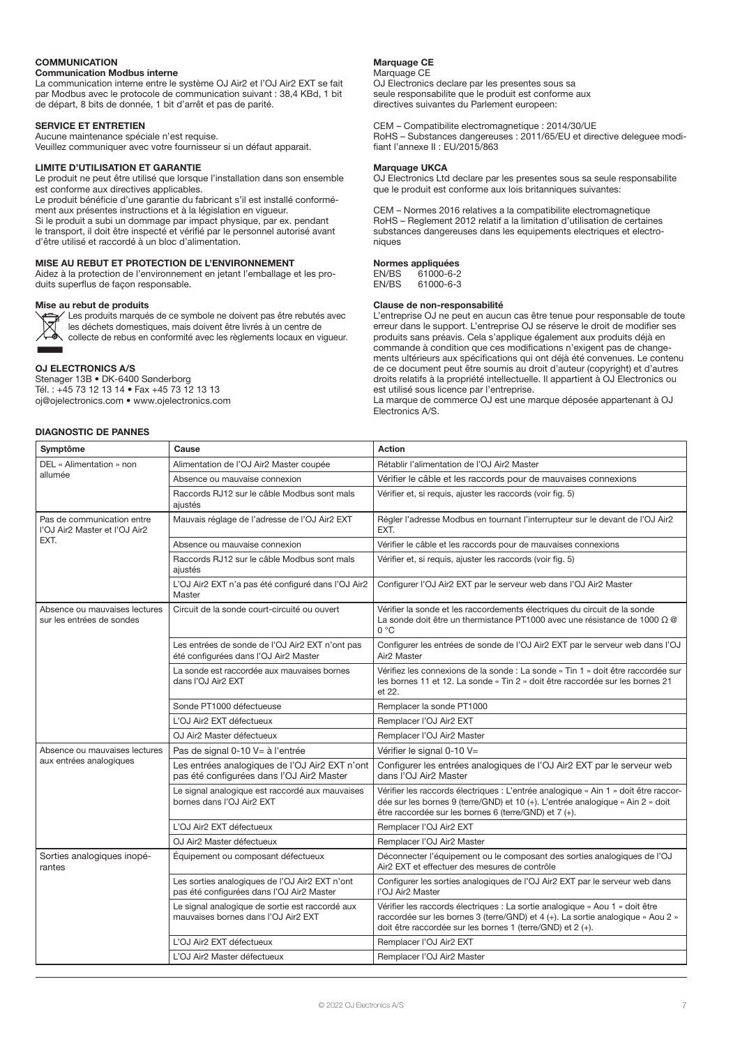### COMMUNICATION

**Communication Modbus interne**

La communication interne entre le système OJ Air2 et l'OJ Air2 EXT se fait par Modbus avec le protocole de communication suivant : 38,4 KBd, 1 bit de départ, 8 bits de donnée, 1 bit d'arrêt et pas de parité.

### SERVICE ET ENTRETIEN

Aucune maintenance spéciale n'est requise.
Veuillez communiquer avec votre fournisseur si un défaut apparait.

### LIMITE D'UTILISATION ET GARANTIE

Le produit ne peut être utilisé que lorsque l'installation dans son ensemble est conforme aux directives applicables.
Le produit bénéficie d'une garantie du fabricant s'il est installé conformément aux présentes instructions et à la législation en vigueur.
Si le produit a subi un dommage par impact physique, par ex. pendant le transport, il doit être inspecté et vérifié par le personnel autorisé avant d'être utilisé et raccordé à un bloc d'alimentation.

### MISE AU REBUT ET PROTECTION DE L'ENVIRONNEMENT

Aidez à la protection de l'environnement en jetant l'emballage et les produits superflus de façon responsable.

**Mise au rebut de produits**

Les produits marqués de ce symbole ne doivent pas être rebutés avec les déchets domestiques, mais doivent être livrés à un centre de collecte de rebus en conformité avec les règlements locaux en vigueur.

### OJ ELECTRONICS A/S

Stenager 13B • DK-6400 Sønderborg
Tél. : +45 73 12 13 14 • Fax +45 73 12 13 13
oj@ojelectronics.com • www.ojelectronics.com

**Marquage CE**

Marquage CE
OJ Electronics declare par les presentes sous sa seule responsabilite que le produit est conforme aux directives suivantes du Parlement europeen:

CEM – Compatibilite electromagnetique : 2014/30/UE
RoHS – Substances dangereuses : 2011/65/EU et directive deleguee modifiant l'annexe II : EU/2015/863

**Marquage UKCA**

OJ Electronics Ltd declare par les presentes sous sa seule responsabilite que le produit est conforme aux lois britanniques suivantes:

CEM – Normes 2016 relatives a la compatibilite electromagnetique
RoHS – Reglement 2012 relatif a la limitation d'utilisation de certaines substances dangereuses dans les equipements electriques et electroniques

**Normes appliquées**

EN/BS 61000-6-2
EN/BS 61000-6-3

**Clause de non-responsabilité**

L'entreprise OJ ne peut en aucun cas être tenue pour responsable de toute erreur dans le support. L'entreprise OJ se réserve le droit de modifier ses produits sans préavis. Cela s'applique également aux produits déjà en commande à condition que ces modifications n'exigent pas de changements ultérieurs aux spécifications qui ont déjà été convenues. Le contenu de ce document peut être soumis au droit d'auteur (copyright) et d'autres droits relatifs à la propriété intellectuelle. Il appartient à OJ Electronics ou est utilisé sous licence par l'entreprise.
La marque de commerce OJ est une marque déposée appartenant à OJ Electronics A/S.

### DIAGNOSTIC DE PANNES

| Symptôme | Cause | Action |
|---|---|---|
| DEL « Alimentation » non allumée | Alimentation de l'OJ Air2 Master coupée | Rétablir l'alimentation de l'OJ Air2 Master |
| | Absence ou mauvaise connexion | Vérifier le câble et les raccords pour de mauvaises connexions |
| | Raccords RJ12 sur le câble Modbus sont mals ajustés | Vérifier et, si requis, ajuster les raccords (voir fig. 5) |
| Pas de communication entre l'OJ Air2 Master et l'OJ Air2 EXT. | Mauvais réglage de l'adresse de l'OJ Air2 EXT | Régler l'adresse Modbus en tournant l'interrupteur sur le devant de l'OJ Air2 EXT. |
| | Absence ou mauvaise connexion | Vérifier le câble et les raccords pour de mauvaises connexions |
| | Raccords RJ12 sur le câble Modbus sont mals ajustés | Vérifier et, si requis, ajuster les raccords (voir fig. 5) |
| | L'OJ Air2 EXT n'a pas été configuré dans l'OJ Air2 Master | Configurer l'OJ Air2 EXT par le serveur web dans l'OJ Air2 Master |
| Absence ou mauvaises lectures sur les entrées de sondes | Circuit de la sonde court-circuité ou ouvert | Vérifier la sonde et les raccordements électriques du circuit de la sonde<br>La sonde doit être un thermistance PT1000 avec une résistance de 1000 Ω @ 0 °C |
| | Les entrées de sonde de l'OJ Air2 EXT n'ont pas été configurées dans l'OJ Air2 Master | Configurer les entrées de sonde de l'OJ Air2 EXT par le serveur web dans l'OJ Air2 Master |
| | La sonde est raccordée aux mauvaises bornes dans l'OJ Air2 EXT | Vérifiez les connexions de la sonde : La sonde « Tin 1 » doit être raccordée sur les bornes 11 et 12. La sonde « Tin 2 » doit être raccordée sur les bornes 21 et 22. |
| | Sonde PT1000 défectueuse | Remplacer la sonde PT1000 |
| | L'OJ Air2 EXT défectueux | Remplacer l'OJ Air2 EXT |
| | OJ Air2 Master défectueux | Remplacer l'OJ Air2 Master |
| Absence ou mauvaises lectures aux entrées analogiques | Pas de signal 0-10 V= à l'entrée | Vérifier le signal 0-10 V= |
| | Les entrées analogiques de l'OJ Air2 EXT n'ont pas été configurées dans l'OJ Air2 Master | Configurer les entrées analogiques de l'OJ Air2 EXT par le serveur web dans l'OJ Air2 Master |
| | Le signal analogique est raccordé aux mauvaises bornes dans l'OJ Air2 EXT | Vérifier les raccords électriques : L'entrée analogique « Ain 1 » doit être raccordée sur les bornes 9 (terre/GND) et 10 (+). L'entrée analogique « Ain 2 » doit être raccordée sur les bornes 6 (terre/GND) et 7 (+). |
| | L'OJ Air2 EXT défectueux | Remplacer l'OJ Air2 EXT |
| | OJ Air2 Master défectueux | Remplacer l'OJ Air2 Master |
| Sorties analogiques inopérantes | Équipement ou composant défectueux | Déconnecter l'équipement ou le composant des sorties analogiques de l'OJ Air2 EXT et effectuer des mesures de contrôle |
| | Les sorties analogiques de l'OJ Air2 EXT n'ont pas été configurées dans l'OJ Air2 Master | Configurer les sorties analogiques de l'OJ Air2 EXT par le serveur web dans l'OJ Air2 Master |
| | Le signal analogique de sortie est raccordé aux mauvaises bornes dans l'OJ Air2 EXT | Vérifier les raccords électriques : La sortie analogique « Aou 1 » doit être raccordée sur les bornes 3 (terre/GND) et 4 (+). La sortie analogique « Aou 2 » doit être raccordée sur les bornes 1 (terre/GND) et 2 (+). |
| | L'OJ Air2 EXT défectueux | Remplacer l'OJ Air2 EXT |
| | L'OJ Air2 Master défectueux | Remplacer l'OJ Air2 Master |

© 2022 OJ Electronics A/S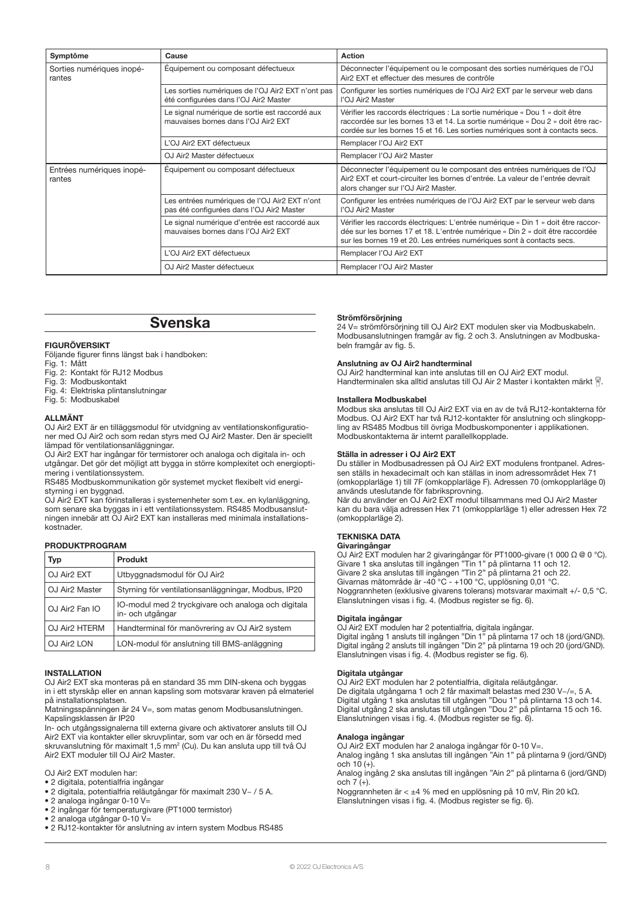| Symptôme | Cause | Action |
|---|---|---|
| Sorties numériques inopérantes | Équipement ou composant défectueux | Déconnecter l'équipement ou le composant des sorties numériques de l'OJ Air2 EXT et effectuer des mesures de contrôle |
| | Les sorties numériques de l'OJ Air2 EXT n'ont pas été configurées dans l'OJ Air2 Master | Configurer les sorties numériques de l'OJ Air2 EXT par le serveur web dans l'OJ Air2 Master |
| | Le signal numérique de sortie est raccordé aux mauvaises bornes dans l'OJ Air2 EXT | Vérifier les raccords électriques : La sortie numérique « Dou 1 » doit être raccordée sur les bornes 13 et 14. La sortie numérique « Dou 2 » doit être raccordée sur les bornes 15 et 16. Les sorties numériques sont à contacts secs. |
| | L'OJ Air2 EXT défectueux | Remplacer l'OJ Air2 EXT |
| | OJ Air2 Master défectueux | Remplacer l'OJ Air2 Master |
| Entrées numériques inopérantes | Équipement ou composant défectueux | Déconnecter l'équipement ou le composant des entrées numériques de l'OJ Air2 EXT et court-circuiter les bornes d'entrée. La valeur de l'entrée devrait alors changer sur l'OJ Air2 Master. |
| | Les entrées numériques de l'OJ Air2 EXT n'ont pas été configurées dans l'OJ Air2 Master | Configurer les entrées numériques de l'OJ Air2 EXT par le serveur web dans l'OJ Air2 Master |
| | Le signal numérique d'entrée est raccordé aux mauvaises bornes dans l'OJ Air2 EXT | Vérifier les raccords électriques: L'entrée numérique « Din 1 » doit être raccordée sur les bornes 17 et 18. L'entrée numérique « Din 2 » doit être raccordée sur les bornes 19 et 20. Les entrées numériques sont à contacts secs. |
| | L'OJ Air2 EXT défectueux | Remplacer l'OJ Air2 EXT |
| | OJ Air2 Master défectueux | Remplacer l'OJ Air2 Master |

# Svenska

### FIGURÖVERSIKT

Följande figurer finns längst bak i handboken:
Fig. 1: Mått
Fig. 2: Kontakt för RJ12 Modbus
Fig. 3: Modbuskontakt
Fig. 4: Elektriska plintanslutningar
Fig. 5: Modbuskabel

### ALLMÄNT

OJ Air2 EXT är en tilläggsmodul för utvidgning av ventilationskonfigurationer med OJ Air2 och som redan styrs med OJ Air2 Master. Den är speciellt lämpad för ventilationsanläggningar.
OJ Air2 EXT har ingångar för termistorer och analoga och digitala in- och utgångar. Det gör det möjligt att bygga in större komplexitet och energioptimering i ventilationssystem.
RS485 Modbuskommunikation gör systemet mycket flexibelt vid energistyrning i en byggnad.
OJ Air2 EXT kan förinstalleras i systemenheter som t.ex. en kylanläggning, som senare ska byggas in i ett ventilationssystem. RS485 Modbusanslutningen innebär att OJ Air2 EXT kan installeras med minimala installationskostnader.

### PRODUKTPROGRAM

| Typ | Produkt |
|---|---|
| OJ Air2 EXT | Utbyggnadsmodul för OJ Air2 |
| OJ Air2 Master | Styrning för ventilationsanläggningar, Modbus, IP20 |
| OJ Air2 Fan IO | IO-modul med 2 tryckgivare och analoga och digitala in- och utgångar |
| OJ Air2 HTERM | Handterminal för manövrering av OJ Air2 system |
| OJ Air2 LON | LON-modul för anslutning till BMS-anläggning |

### INSTALLATION

OJ Air2 EXT ska monteras på en standard 35 mm DIN-skena och byggas in i ett styrskåp eller en annan kapsling som motsvarar kraven på elmateriel på installationsplatsen.
Matningsspänningen är 24 V=, som matas genom Modbusanslutningen. Kapslingsklassen är IP20
In- och utgångssignalerna till externa givare och aktivatorer ansluts till OJ Air2 EXT via kontakter eller skruvplintar, som var och en är försedd med skruvanslutning för maximalt 1,5 mm² (Cu). Du kan ansluta upp till två OJ Air2 EXT moduler till OJ Air2 Master.

OJ Air2 EXT modulen har:

- 2 digitala, potentialfria ingångar
- 2 digitala, potentialfria reläutgångar för maximalt 230 V~ / 5 A.
- 2 analoga ingångar 0-10 V=
- 2 ingångar för temperaturgivare (PT1000 termistor)
- 2 analoga utgångar 0-10 V=
- 2 RJ12-kontakter för anslutning av intern system Modbus RS485

### Strömförsörjning

24 V= strömförsörjning till OJ Air2 EXT modulen sker via Modbuskabeln. Modbusanslutningen framgår av fig. 2 och 3. Anslutningen av Modbuskabeln framgår av fig. 5.

### Anslutning av OJ Air2 handterminal

OJ Air2 handterminal kan inte anslutas till en OJ Air2 EXT modul. Handterminalen ska alltid anslutas till OJ Air 2 Master i kontakten märkt .

### Installera Modbuskabel

Modbus ska anslutas till OJ Air2 EXT via en av de två RJ12-kontakterna för Modbus. OJ Air2 EXT har två RJ12-kontakter för anslutning och slingkoppling av RS485 Modbus till övriga Modbuskomponenter i applikationen. Modbuskontakterna är internt parallellkopplade.

### Ställa in adresser i OJ Air2 EXT

Du ställer in Modbusadressen på OJ Air2 EXT modulens frontpanel. Adressen ställs in hexadecimalt och kan ställas in inom adressområdet Hex 71 (omkopplarläge 1) till 7F (omkopplarläge F). Adressen 70 (omkopplarläge 0) används uteslutande för fabriksprovning.
När du använder en OJ Air2 EXT modul tillsammans med OJ Air2 Master kan du bara välja adressen Hex 71 (omkopplarläge 1) eller adressen Hex 72 (omkopplarläge 2).

### TEKNISKA DATA

#### Givaringångar

OJ Air2 EXT modulen har 2 givaringångar för PT1000-givare (1 000 Ω @ 0 °C).
Givare 1 ska anslutas till ingången "Tin 1" på plintarna 11 och 12.
Givare 2 ska anslutas till ingången "Tin 2" på plintarna 21 och 22.
Givarnas mätområde är -40 °C - +100 °C, upplösning 0,01 °C.
Noggrannheten (exklusive givarens tolerans) motsvarar maximalt +/- 0,5 °C.
Elanslutningen visas i fig. 4. (Modbus register se fig. 6).

#### Digitala ingångar

OJ Air2 EXT modulen har 2 potentialfria, digitala ingångar.
Digital ingång 1 ansluts till ingången "Din 1" på plintarna 17 och 18 (jord/GND).
Digital ingång 2 ansluts till ingången "Din 2" på plintarna 19 och 20 (jord/GND).
Elanslutningen visas i fig. 4. (Modbus register se fig. 6).

#### Digitala utgångar

OJ Air2 EXT modulen har 2 potentialfria, digitala reläutgångar.
De digitala utgångarna 1 och 2 får maximalt belastas med 230 V~/=, 5 A.
Digital utgång 1 ska anslutas till utgången "Dou 1" på plintarna 13 och 14.
Digital utgång 2 ska anslutas till utgången "Dou 2" på plintarna 15 och 16.
Elanslutningen visas i fig. 4. (Modbus register se fig. 6).

#### Analoga ingångar

OJ Air2 EXT modulen har 2 analoga ingångar för 0-10 V=.
Analog ingång 1 ska anslutas till ingången "Ain 1" på plintarna 9 (jord/GND) och 10 (+).
Analog ingång 2 ska anslutas till ingången "Ain 2" på plintarna 6 (jord/GND) och 7 (+).
Noggrannheten är < ±4 % med en upplösning på 10 mV, Rin 20 kΩ.
Elanslutningen visas i fig. 4. (Modbus register se fig. 6).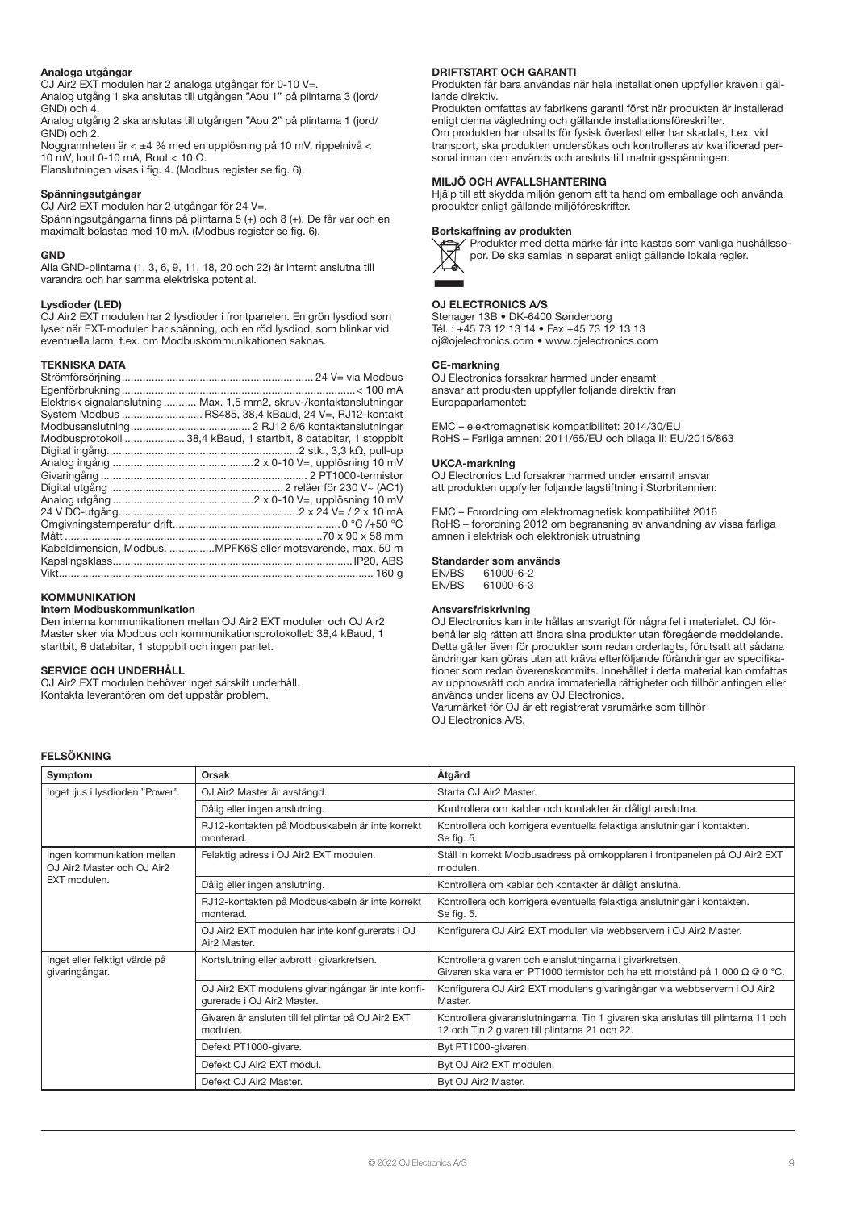### Analoga utgångar

OJ Air2 EXT modulen har 2 analoga utgångar för 0-10 V=.
Analog utgång 1 ska anslutas till utgången "Aou 1" på plintarna 3 (jord/GND) och 4.
Analog utgång 2 ska anslutas till utgången "Aou 2" på plintarna 1 (jord/GND) och 2.
Noggrannheten är < ±4 % med en upplösning på 10 mV, rippelnivå < 10 mV, Iout 0-10 mA, Rout < 10 Ω.
Elanslutningen visas i fig. 4. (Modbus register se fig. 6).

### Spänningsutgångar

OJ Air2 EXT modulen har 2 utgångar för 24 V=.
Spänningsutgångarna finns på plintarna 5 (+) och 8 (+). De får var och en maximalt belastas med 10 mA. (Modbus register se fig. 6).

### GND

Alla GND-plintarna (1, 3, 6, 9, 11, 18, 20 och 22) är internt anslutna till varandra och har samma elektriska potential.

### Lysdioder (LED)

OJ Air2 EXT modulen har 2 lysdioder i frontpanelen. En grön lysdiod som lyser när EXT-modulen har spänning, och en röd lysdiod, som blinkar vid eventuella larm, t.ex. om Modbuskommunikationen saknas.

### TEKNISKA DATA

| | |
|---|---|
| Strömförsörjning | 24 V= via Modbus |
| Egenförbrukning | < 100 mA |
| Elektrisk signalanslutning | Max. 1,5 mm2, skruv-/kontaktanslutningar |
| System Modbus | RS485, 38,4 kBaud, 24 V=, RJ12-kontakt |
| Modbusanslutning | 2 RJ12 6/6 kontaktanslutningar |
| Modbusprotokoll | 38,4 kBaud, 1 startbit, 8 databitar, 1 stoppbit |
| Digital ingång | 2 stk., 3,3 kΩ, pull-up |
| Analog ingång | 2 x 0-10 V=, upplösning 10 mV |
| Givaringång | 2 PT1000-termistor |
| Digital utgång | 2 reläer för 230 V~ (AC1) |
| Analog utgång | 2 x 0-10 V=, upplösning 10 mV |
| 24 V DC-utgång | 2 x 24 V= / 2 x 10 mA |
| Omgivningstemperatur drift | 0 °C /+50 °C |
| Mått | 70 x 90 x 58 mm |
| Kabeldimension, Modbus. | MPFK6S eller motsvarende, max. 50 m |
| Kapslingsklass | IP20, ABS |
| Vikt | 160 g |

### KOMMUNIKATION

#### Intern Modbuskommunikation

Den interna kommunikationen mellan OJ Air2 EXT modulen och OJ Air2 Master sker via Modbus och kommunikationsprotokollet: 38,4 kBaud, 1 startbit, 8 databitar, 1 stoppbit och ingen paritet.

### SERVICE OCH UNDERHÅLL

OJ Air2 EXT modulen behöver inget särskilt underhåll.
Kontakta leverantören om det uppstår problem.

### DRIFTSTART OCH GARANTI

Produkten får bara användas när hela installationen uppfyller kraven i gällande direktiv.
Produkten omfattas av fabrikens garanti först när produkten är installerad enligt denna vägledning och gällande installationsföreskrifter.
Om produkten har utsatts för fysisk överlast eller har skadats, t.ex. vid transport, ska produkten undersökas och kontrolleras av kvalificerad personal innan den används och ansluts till matningsspänningen.

### MILJÖ OCH AVFALLSHANTERING

Hjälp till att skydda miljön genom att ta hand om emballage och använda produkter enligt gällande miljöföreskrifter.

### Bortskaffning av produkten

Produkter med detta märke får inte kastas som vanliga hushållssopor. De ska samlas in separat enligt gällande lokala regler.

### OJ ELECTRONICS A/S

Stenager 13B • DK-6400 Sønderborg
Tél. : +45 73 12 13 14 • Fax +45 73 12 13 13
oj@ojelectronics.com • www.ojelectronics.com

### CE-markning

OJ Electronics forsakrar harmed under ensamt ansvar att produkten uppfyller foljande direktiv fran Europaparlamentet:

EMC – elektromagnetisk kompatibilitet: 2014/30/EU
RoHS – Farliga amnen: 2011/65/EU och bilaga II: EU/2015/863

### UKCA-markning

OJ Electronics Ltd forsakrar harmed under ensamt ansvar att produkten uppfyller foljande lagstiftning i Storbritannien:

EMC – Forordning om elektromagnetisk kompatibilitet 2016
RoHS – forordning 2012 om begransning av anvandning av vissa farliga amnen i elektrisk och elektronisk utrustning

### Standarder som används

EN/BS 61000-6-2
EN/BS 61000-6-3

### Ansvarsfriskrivning

OJ Electronics kan inte hållas ansvarigt för några fel i materialet. OJ förbehåller sig rätten att ändra sina produkter utan föregående meddelande. Detta gäller även för produkter som redan orderlagts, förutsatt att sådana ändringar kan göras utan att kräva efterföljande förändringar av specifikationer som redan överenskommits. Innehållet i detta material kan omfattas av upphovsrätt och andra immateriella rättigheter och tillhör antingen eller används under licens av OJ Electronics.
Varumärket för OJ är ett registrerat varumärke som tillhör OJ Electronics A/S.

### FELSÖKNING

| Symptom | Orsak | Åtgärd |
|---|---|---|
| Inget ljus i lysdioden "Power". | OJ Air2 Master är avstängd. | Starta OJ Air2 Master. |
| | Dålig eller ingen anslutning. | Kontrollera om kablar och kontakter är dåligt anslutna. |
| | RJ12-kontakten på Modbuskabeln är inte korrekt monterad. | Kontrollera och korrigera eventuella felaktiga anslutningar i kontakten. Se fig. 5. |
| Ingen kommunikation mellan OJ Air2 Master och OJ Air2 EXT modulen. | Felaktig adress i OJ Air2 EXT modulen. | Ställ in korrekt Modbusadress på omkopplaren i frontpanelen på OJ Air2 EXT modulen. |
| | Dålig eller ingen anslutning. | Kontrollera om kablar och kontakter är dåligt anslutna. |
| | RJ12-kontakten på Modbuskabeln är inte korrekt monterad. | Kontrollera och korrigera eventuella felaktiga anslutningar i kontakten. Se fig. 5. |
| | OJ Air2 EXT modulen har inte konfigurerats i OJ Air2 Master. | Konfigurera OJ Air2 EXT modulen via webbservern i OJ Air2 Master. |
| Inget eller felktigt värde på givaringångar. | Kortslutning eller avbrott i givarkretsen. | Kontrollera givaren och elanslutningarna i givarkretsen. Givaren ska vara en PT1000 termistor och ha ett motstånd på 1 000 Ω @ 0 °C. |
| | OJ Air2 EXT modulens givaringångar är inte konfigurerade i OJ Air2 Master. | Konfigurera OJ Air2 EXT modulens givaringångar via webbservern i OJ Air2 Master. |
| | Givaren är ansluten till fel plintar på OJ Air2 EXT modulen. | Kontrollera givaranslutningarna. Tin 1 givaren ska anslutas till plintarna 11 och 12 och Tin 2 givaren till plintarna 21 och 22. |
| | Defekt PT1000-givare. | Byt PT1000-givaren. |
| | Defekt OJ Air2 EXT modul. | Byt OJ Air2 EXT modulen. |
| | Defekt OJ Air2 Master. | Byt OJ Air2 Master. |

© 2022 OJ Electronics A/S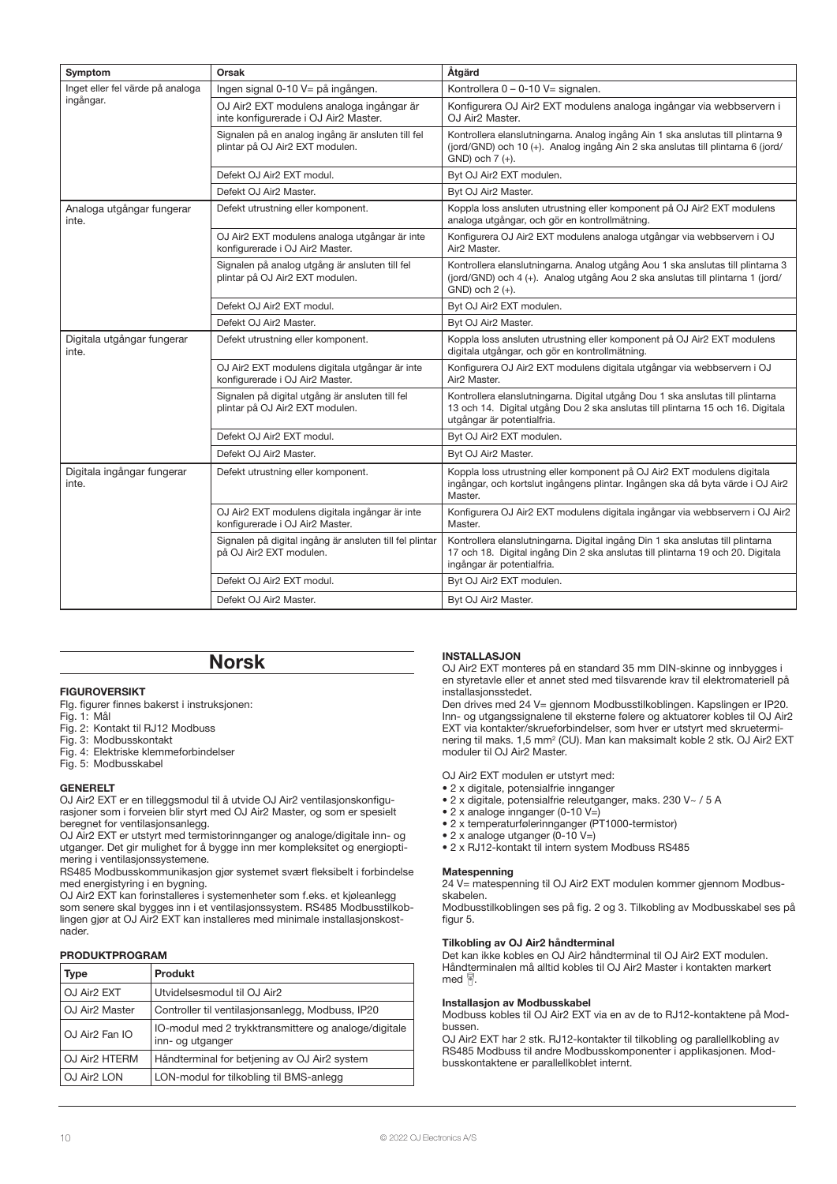| Symptom | Orsak | Åtgärd |
|---|---|---|
| Inget eller fel värde på analoga ingångar. | Ingen signal 0-10 V= på ingången. | Kontrollera 0 – 0-10 V= signalen. |
| | OJ Air2 EXT modulens analoga ingångar är inte konfigurerade i OJ Air2 Master. | Konfigurera OJ Air2 EXT modulens analoga ingångar via webbservern i OJ Air2 Master. |
| | Signalen på en analog ingång är ansluten till fel plintar på OJ Air2 EXT modulen. | Kontrollera elanslutningarna. Analog ingång Ain 1 ska anslutas till plintarna 9 (jord/GND) och 10 (+). Analog ingång Ain 2 ska anslutas till plintarna 6 (jord/GND) och 7 (+). |
| | Defekt OJ Air2 EXT modul. | Byt OJ Air2 EXT modulen. |
| | Defekt OJ Air2 Master. | Byt OJ Air2 Master. |
| Analoga utgångar fungerar inte. | Defekt utrustning eller komponent. | Koppla loss ansluten utrustning eller komponent på OJ Air2 EXT modulens analoga utgångar, och gör en kontrollmätning. |
| | OJ Air2 EXT modulens analoga utgångar är inte konfigurerade i OJ Air2 Master. | Konfigurera OJ Air2 EXT modulens analoga utgångar via webbservern i OJ Air2 Master. |
| | Signalen på analog utgång är ansluten till fel plintar på OJ Air2 EXT modulen. | Kontrollera elanslutningarna. Analog utgång Aou 1 ska anslutas till plintarna 3 (jord/GND) och 4 (+). Analog utgång Aou 2 ska anslutas till plintarna 1 (jord/GND) och 2 (+). |
| | Defekt OJ Air2 EXT modul. | Byt OJ Air2 EXT modulen. |
| | Defekt OJ Air2 Master. | Byt OJ Air2 Master. |
| Digitala utgångar fungerar inte. | Defekt utrustning eller komponent. | Koppla loss ansluten utrustning eller komponent på OJ Air2 EXT modulens digitala utgångar, och gör en kontrollmätning. |
| | OJ Air2 EXT modulens digitala utgångar är inte konfigurerade i OJ Air2 Master. | Konfigurera OJ Air2 EXT modulens digitala utgångar via webbservern i OJ Air2 Master. |
| | Signalen på digital utgång är ansluten till fel plintar på OJ Air2 EXT modulen. | Kontrollera elanslutningarna. Digital utgång Dou 1 ska anslutas till plintarna 13 och 14. Digital utgång Dou 2 ska anslutas till plintarna 15 och 16. Digitala utgångar är potentialfria. |
| | Defekt OJ Air2 EXT modul. | Byt OJ Air2 EXT modulen. |
| | Defekt OJ Air2 Master. | Byt OJ Air2 Master. |
| Digitala ingångar fungerar inte. | Defekt utrustning eller komponent. | Koppla loss utrustning eller komponent på OJ Air2 EXT modulens digitala ingångar, och kortslut ingångens plintar. Ingången ska då byta värde i OJ Air2 Master. |
| | OJ Air2 EXT modulens digitala ingångar är inte konfigurerade i OJ Air2 Master. | Konfigurera OJ Air2 EXT modulens digitala ingångar via webbservern i OJ Air2 Master. |
| | Signalen på digital ingång är ansluten till fel plintar på OJ Air2 EXT modulen. | Kontrollera elanslutningarna. Digital ingång Din 1 ska anslutas till plintarna 17 och 18. Digital ingång Din 2 ska anslutas till plintarna 19 och 20. Digitala ingångar är potentialfria. |
| | Defekt OJ Air2 EXT modul. | Byt OJ Air2 EXT modulen. |
| | Defekt OJ Air2 Master. | Byt OJ Air2 Master. |

# Norsk

### FIGUROVERSIKT

Flg. figurer finnes bakerst i instruksjonen:
Fig. 1: Mål
Fig. 2: Kontakt til RJ12 Modbuss
Fig. 3: Modbusskontakt
Fig. 4: Elektriske klemmeforbindelser
Fig. 5: Modbusskabel

### GENERELT

OJ Air2 EXT er en tilleggsmodul til å utvide OJ Air2 ventilasjonskonfigurasjoner som i forveien blir styrt med OJ Air2 Master, og som er spesielt beregnet for ventilasjonsanlegg.
OJ Air2 EXT er utstyrt med termistorinnganger og analoge/digitale inn- og utganger. Det gir mulighet for å bygge inn mer kompleksitet og energioptimering i ventilasjonssystemene.
RS485 Modbusskommunikasjon gjør systemet svært fleksibelt i forbindelse med energistyring i en bygning.
OJ Air2 EXT kan forinstalleres i systemenheter som f.eks. et kjøleanlegg som senere skal bygges inn i et ventilasjonssystem. RS485 Modbusstilkoblingen gjør at OJ Air2 EXT kan installeres med minimale installasjonskostnader.

### PRODUKTPROGRAM

| Type | Produkt |
|---|---|
| OJ Air2 EXT | Utvidelsesmodul til OJ Air2 |
| OJ Air2 Master | Controller til ventilasjonsanlegg, Modbuss, IP20 |
| OJ Air2 Fan IO | IO-modul med 2 trykktransmittere og analoge/digitale inn- og utganger |
| OJ Air2 HTERM | Håndterminal for betjening av OJ Air2 system |
| OJ Air2 LON | LON-modul for tilkobling til BMS-anlegg |

### INSTALLASJON

OJ Air2 EXT monteres på en standard 35 mm DIN-skinne og innbygges i en styretavle eller et annet sted med tilsvarende krav til elektromateriell på installasjonsstedet.
Den drives med 24 V= gjennom Modbusstilkoblingen. Kapslingen er IP20. Inn- og utgangssignalene til eksterne følere og aktuatorer kobles til OJ Air2 EXT via kontakter/skrueforbindelser, som hver er utstyrt med skrueterminering til maks. 1,5 mm² (CU). Man kan maksimalt koble 2 stk. OJ Air2 EXT moduler til OJ Air2 Master.

OJ Air2 EXT modulen er utstyrt med:

- 2 x digitale, potensialfrie innganger
- 2 x digitale, potensialfrie releutganger, maks. 230 V~ / 5 A
- 2 x analoge innganger (0-10 V=)
- 2 x temperaturfølerinnganger (PT1000-termistor)
- 2 x analoge utganger (0-10 V=)
- 2 x RJ12-kontakt til intern system Modbuss RS485

#### Matespenning

24 V= matespenning til OJ Air2 EXT modulen kommer gjennom Modbusskabelen.
Modbusstilkoblingen ses på fig. 2 og 3. Tilkobling av Modbusskabel ses på figur 5.

#### Tilkobling av OJ Air2 håndterminal

Det kan ikke kobles en OJ Air2 håndterminal til OJ Air2 EXT modulen. Håndterminalen må alltid kobles til OJ Air2 Master i kontakten markert med .

#### Installasjon av Modbusskabel

Modbuss kobles til OJ Air2 EXT via en av de to RJ12-kontaktene på Modbussen.
OJ Air2 EXT har 2 stk. RJ12-kontakter til tilkobling og parallellkobling av RS485 Modbuss til andre Modbusskomponenter i applikasjonen. Modbusskontaktene er parallellkoblet internt.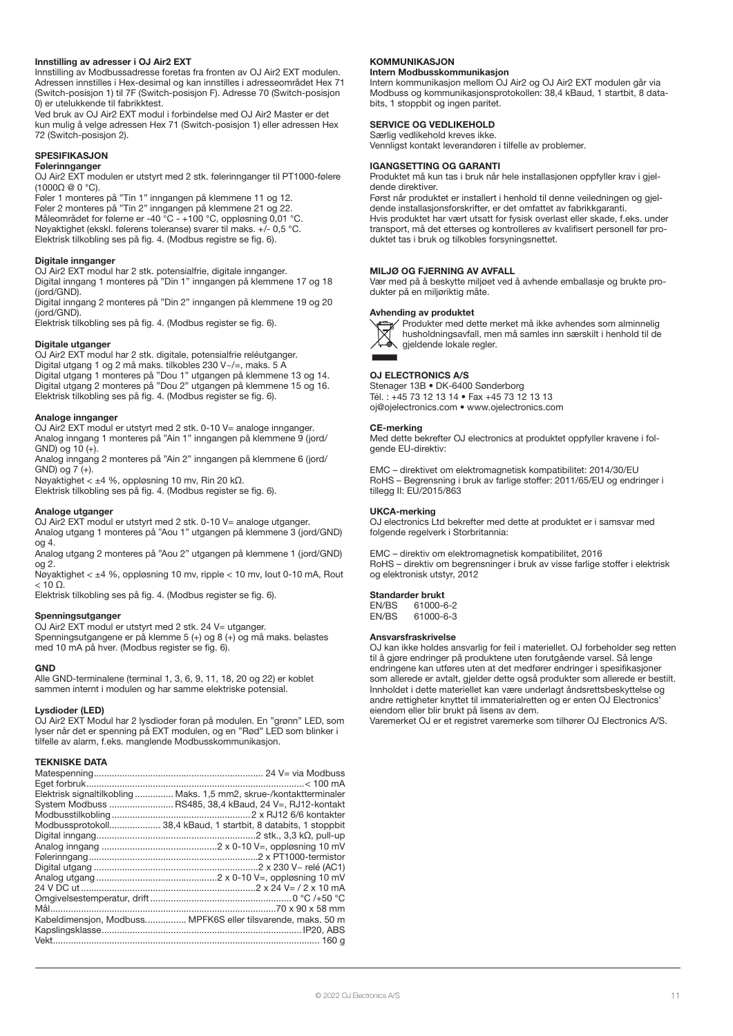### Innstilling av adresser i OJ Air2 EXT

Innstilling av Modbussadresse foretas fra fronten av OJ Air2 EXT modulen. Adressen innstilles i Hex-desimal og kan innstilles i adresseområdet Hex 71 (Switch-posisjon 1) til 7F (Switch-posisjon F). Adresse 70 (Switch-posisjon 0) er utelukkende til fabrikktest.

Ved bruk av OJ Air2 EXT modul i forbindelse med OJ Air2 Master er det kun mulig å velge adressen Hex 71 (Switch-posisjon 1) eller adressen Hex 72 (Switch-posisjon 2).

## SPESIFIKASJON

### Følerinnganger

OJ Air2 EXT modulen er utstyrt med 2 stk. følerinnganger til PT1000-følere (1000Ω @ 0 °C).

Føler 1 monteres på "Tin 1" inngangen på klemmene 11 og 12.
Føler 2 monteres på "Tin 2" inngangen på klemmene 21 og 22.
Måleområdet for følerne er -40 °C - +100 °C, oppløsning 0,01 °C.
Nøyaktighet (ekskl. følerens toleranse) svarer til maks. +/- 0,5 °C.
Elektrisk tilkobling ses på fig. 4. (Modbus registre se fig. 6).

### Digitale innganger

OJ Air2 EXT modul har 2 stk. potensialfrie, digitale innganger.
Digital inngang 1 monteres på "Din 1" inngangen på klemmene 17 og 18 (jord/GND).
Digital inngang 2 monteres på "Din 2" inngangen på klemmene 19 og 20 (jord/GND).
Elektrisk tilkobling ses på fig. 4. (Modbus register se fig. 6).

### Digitale utganger

OJ Air2 EXT modul har 2 stk. digitale, potensialfrie reléutganger.
Digital utgang 1 og 2 må maks. tilkobles 230 V~/=, maks. 5 A
Digital utgang 1 monteres på "Dou 1" utgangen på klemmene 13 og 14.
Digital utgang 2 monteres på "Dou 2" utgangen på klemmene 15 og 16.
Elektrisk tilkobling ses på fig. 4. (Modbus register se fig. 6).

### Analoge innganger

OJ Air2 EXT modul er utstyrt med 2 stk. 0-10 V= analoge innganger.
Analog inngang 1 monteres på "Ain 1" inngangen på klemmene 9 (jord/GND) og 10 (+).
Analog inngang 2 monteres på "Ain 2" inngangen på klemmene 6 (jord/GND) og 7 (+).
Nøyaktighet < ±4 %, oppløsning 10 mv, Rin 20 kΩ.
Elektrisk tilkobling ses på fig. 4. (Modbus register se fig. 6).

### Analoge utganger

OJ Air2 EXT modul er utstyrt med 2 stk. 0-10 V= analoge utganger.
Analog utgang 1 monteres på "Aou 1" utgangen på klemmene 3 (jord/GND) og 4.
Analog utgang 2 monteres på "Aou 2" utgangen på klemmene 1 (jord/GND) og 2.
Nøyaktighet < ±4 %, oppløsning 10 mv, ripple < 10 mv, Iout 0-10 mA, Rout < 10 Ω.
Elektrisk tilkobling ses på fig. 4. (Modbus register se fig. 6).

### Spenningsutganger

OJ Air2 EXT modul er utstyrt med 2 stk. 24 V= utganger.
Spenningsutgangene er på klemme 5 (+) og 8 (+) og må maks. belastes med 10 mA på hver. (Modbus register se fig. 6).

### GND

Alle GND-terminalene (terminal 1, 3, 6, 9, 11, 18, 20 og 22) er koblet sammen internt i modulen og har samme elektriske potensial.

### Lysdioder (LED)

OJ Air2 EXT Modul har 2 lysdioder foran på modulen. En "grønn" LED, som lyser når det er spenning på EXT modulen, og en "Rød" LED som blinker i tilfelle av alarm, f.eks. manglende Modbusskommunikasjon.

## TEKNISKE DATA

| | |
|---|---|
| Matespenning | 24 V= via Modbuss |
| Eget forbruk | < 100 mA |
| Elektrisk signaltilkobling | Maks. 1,5 mm2, skrue-/kontaktterminaler |
| System Modbuss | RS485, 38,4 kBaud, 24 V=, RJ12-kontakt |
| Modbusstilkobling | 2 x RJ12 6/6 kontakter |
| Modbussprotokoll | 38,4 kBaud, 1 startbit, 8 databits, 1 stoppbit |
| Digital inngang | 2 stk., 3,3 kΩ, pull-up |
| Analog inngang | 2 x 0-10 V=, oppløsning 10 mV |
| Følerinngang | 2 x PT1000-termistor |
| Digital utgang | 2 x 230 V~ relé (AC1) |
| Analog utgang | 2 x 0-10 V=, oppløsning 10 mV |
| 24 V DC ut | 2 x 24 V= / 2 x 10 mA |
| Omgivelsestemperatur, drift | 0 °C /+50 °C |
| Mål | 70 x 90 x 58 mm |
| Kabeldimensjon, Modbuss | MPFK6S eller tilsvarende, maks. 50 m |
| Kapslingsklasse | IP20, ABS |
| Vekt | 160 g |

## KOMMUNIKASJON

### Intern Modbusskommunikasjon

Intern kommunikasjon mellom OJ Air2 og OJ Air2 EXT modulen går via Modbuss og kommunikasjonsprotokollen: 38,4 kBaud, 1 startbit, 8 databits, 1 stoppbit og ingen paritet.

## SERVICE OG VEDLIKEHOLD

Særlig vedlikehold kreves ikke.
Vennligst kontakt leverandøren i tilfelle av problemer.

## IGANGSETTING OG GARANTI

Produktet må kun tas i bruk når hele installasjonen oppfyller krav i gjeldende direktiver.
Først når produktet er installert i henhold til denne veiledningen og gjeldende installasjonsforskrifter, er det omfattet av fabrikkgaranti.
Hvis produktet har vært utsatt for fysisk overlast eller skade, f.eks. under transport, må det etterses og kontrolleres av kvalifisert personell før produktet tas i bruk og tilkobles forsyningsnettet.

## MILJØ OG FJERNING AV AVFALL

Vær med på å beskytte miljøet ved å avhende emballasje og brukte produkter på en miljøriktig måte.

### Avhending av produktet

Produkter med dette merket må ikke avhendes som alminnelig husholdningsavfall, men må samles inn særskilt i henhold til de gjeldende lokale regler.

## OJ ELECTRONICS A/S

Stenager 13B • DK-6400 Sønderborg
Tél. : +45 73 12 13 14 • Fax +45 73 12 13 13
oj@ojelectronics.com • www.ojelectronics.com

### CE-merking

Med dette bekrefter OJ electronics at produktet oppfyller kravene i følgende EU-direktiv:

EMC – direktivet om elektromagnetisk kompatibilitet: 2014/30/EU
RoHS – Begrensning i bruk av farlige stoffer: 2011/65/EU og endringer i tillegg II: EU/2015/863

### UKCA-merking

OJ electronics Ltd bekrefter med dette at produktet er i samsvar med følgende regelverk i Storbritannia:

EMC – direktiv om elektromagnetisk kompatibilitet, 2016
RoHS – direktiv om begrensninger i bruk av visse farlige stoffer i elektrisk og elektronisk utstyr, 2012

### Standarder brukt

| | |
|---|---|
| EN/BS | 61000-6-2 |
| EN/BS | 61000-6-3 |

### Ansvarsfraskrivelse

OJ kan ikke holdes ansvarlig for feil i materiellet. OJ forbeholder seg retten til å gjøre endringer på produktene uten forutgående varsel. Så lenge endringene kan utføres uten at det medfører endringer i spesifikasjoner som allerede er avtalt, gjelder dette også produkter som allerede er bestilt.
Innholdet i dette materiellet kan være underlagt åndsrettsbeskyttelse og andre rettigheter knyttet til immaterialretten og er enten OJ Electronics' eiendom eller blir brukt på lisens av dem.
Varemerket OJ er et registret varemerke som tilhører OJ Electronics A/S.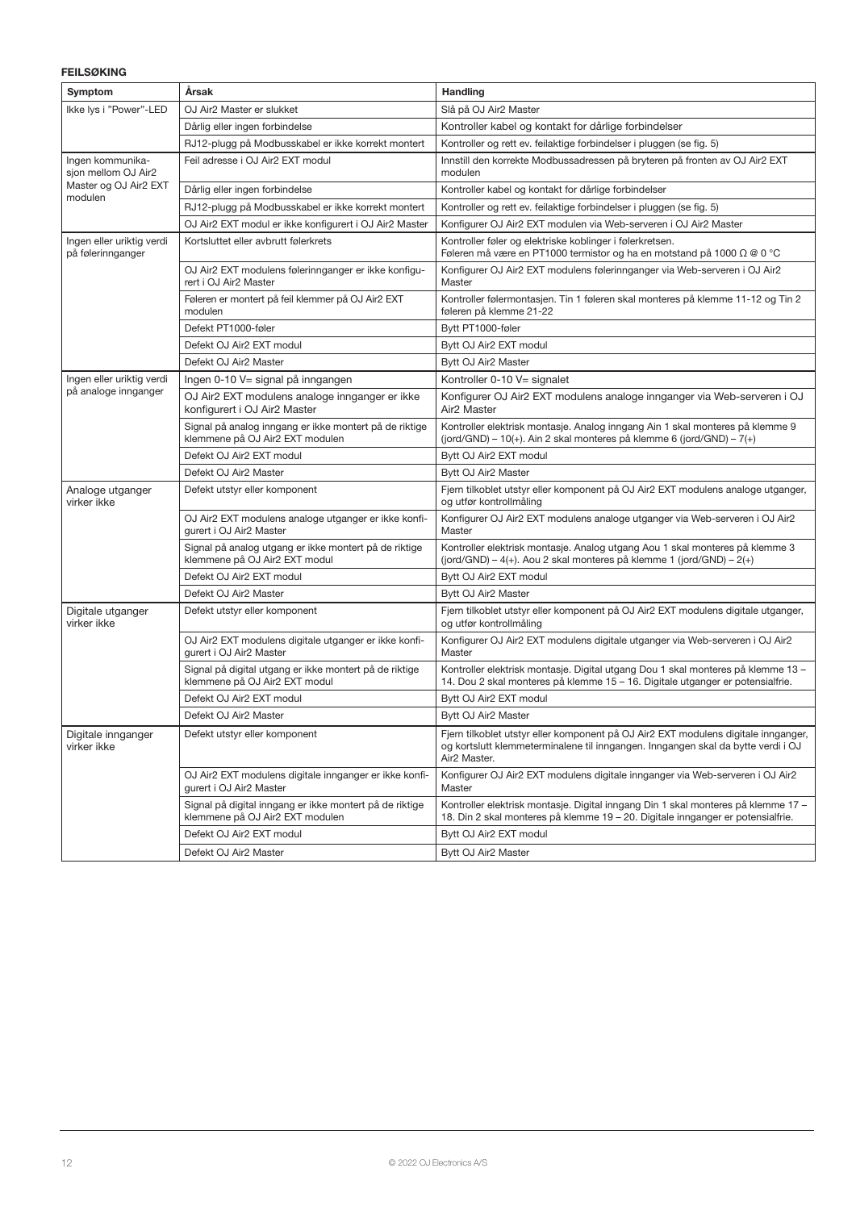**FEILSØKING**

| Symptom | Årsak | Handling |
|---|---|---|
| Ikke lys i "Power"-LED | OJ Air2 Master er slukket | Slå på OJ Air2 Master |
| | Dårlig eller ingen forbindelse | Kontroller kabel og kontakt for dårlige forbindelser |
| | RJ12-plugg på Modbusskabel er ikke korrekt montert | Kontroller og rett ev. feilaktige forbindelser i pluggen (se fig. 5) |
| Ingen kommunikasjon mellom OJ Air2 Master og OJ Air2 EXT modulen | Feil adresse i OJ Air2 EXT modul | Innstill den korrekte Modbussadressen på bryteren på fronten av OJ Air2 EXT modulen |
| | Dårlig eller ingen forbindelse | Kontroller kabel og kontakt for dårlige forbindelser |
| | RJ12-plugg på Modbusskabel er ikke korrekt montert | Kontroller og rett ev. feilaktige forbindelser i pluggen (se fig. 5) |
| | OJ Air2 EXT modul er ikke konfigurert i OJ Air2 Master | Konfigurer OJ Air2 EXT modulen via Web-serveren i OJ Air2 Master |
| Ingen eller uriktig verdi på følerinnganger | Kortsluttet eller avbrutt følerkrets | Kontroller føler og elektriske koblinger i følerkretsen. Føleren må være en PT1000 termistor og ha en motstand på 1000 Ω @ 0 °C |
| | OJ Air2 EXT modulens følerinnganger er ikke konfigurert i OJ Air2 Master | Konfigurer OJ Air2 EXT modulens følerinnganger via Web-serveren i OJ Air2 Master |
| | Føleren er montert på feil klemmer på OJ Air2 EXT modulen | Kontroller følermontasjen. Tin 1 føleren skal monteres på klemme 11-12 og Tin 2 føleren på klemme 21-22 |
| | Defekt PT1000-føler | Bytt PT1000-føler |
| | Defekt OJ Air2 EXT modul | Bytt OJ Air2 EXT modul |
| | Defekt OJ Air2 Master | Bytt OJ Air2 Master |
| Ingen eller uriktig verdi på analoge innganger | Ingen 0-10 V= signal på inngangen | Kontroller 0-10 V= signalet |
| | OJ Air2 EXT modulens analoge innganger er ikke konfigurert i OJ Air2 Master | Konfigurer OJ Air2 EXT modulens analoge innganger via Web-serveren i OJ Air2 Master |
| | Signal på analog inngang er ikke montert på de riktige klemmene på OJ Air2 EXT modulen | Kontroller elektrisk montasje. Analog inngang Ain 1 skal monteres på klemme 9 (jord/GND) – 10(+). Ain 2 skal monteres på klemme 6 (jord/GND) – 7(+) |
| | Defekt OJ Air2 EXT modul | Bytt OJ Air2 EXT modul |
| | Defekt OJ Air2 Master | Bytt OJ Air2 Master |
| Analoge utganger virker ikke | Defekt utstyr eller komponent | Fjern tilkoblet utstyr eller komponent på OJ Air2 EXT modulens analoge utganger, og utfør kontrollmåling |
| | OJ Air2 EXT modulens analoge utganger er ikke konfigurert i OJ Air2 Master | Konfigurer OJ Air2 EXT modulens analoge utganger via Web-serveren i OJ Air2 Master |
| | Signal på analog utgang er ikke montert på de riktige klemmene på OJ Air2 EXT modul | Kontroller elektrisk montasje. Analog utgang Aou 1 skal monteres på klemme 3 (jord/GND) – 4(+). Aou 2 skal monteres på klemme 1 (jord/GND) – 2(+) |
| | Defekt OJ Air2 EXT modul | Bytt OJ Air2 EXT modul |
| | Defekt OJ Air2 Master | Bytt OJ Air2 Master |
| Digitale utganger virker ikke | Defekt utstyr eller komponent | Fjern tilkoblet utstyr eller komponent på OJ Air2 EXT modulens digitale utganger, og utfør kontrollmåling |
| | OJ Air2 EXT modulens digitale utganger er ikke konfigurert i OJ Air2 Master | Konfigurer OJ Air2 EXT modulens digitale utganger via Web-serveren i OJ Air2 Master |
| | Signal på digital utgang er ikke montert på de riktige klemmene på OJ Air2 EXT modul | Kontroller elektrisk montasje. Digital utgang Dou 1 skal monteres på klemme 13 – 14. Dou 2 skal monteres på klemme 15 – 16. Digitale utganger er potensialfrie. |
| | Defekt OJ Air2 EXT modul | Bytt OJ Air2 EXT modul |
| | Defekt OJ Air2 Master | Bytt OJ Air2 Master |
| Digitale innganger virker ikke | Defekt utstyr eller komponent | Fjern tilkoblet utstyr eller komponent på OJ Air2 EXT modulens digitale innganger, og kortslutt klemmeterminalene til inngangen. Inngangen skal da bytte verdi i OJ Air2 Master. |
| | OJ Air2 EXT modulens digitale innganger er ikke konfigurert i OJ Air2 Master | Konfigurer OJ Air2 EXT modulens digitale innganger via Web-serveren i OJ Air2 Master |
| | Signal på digital inngang er ikke montert på de riktige klemmene på OJ Air2 EXT modulen | Kontroller elektrisk montasje. Digital inngang Din 1 skal monteres på klemme 17 – 18. Din 2 skal monteres på klemme 19 – 20. Digitale innganger er potensialfrie. |
| | Defekt OJ Air2 EXT modul | Bytt OJ Air2 EXT modul |
| | Defekt OJ Air2 Master | Bytt OJ Air2 Master |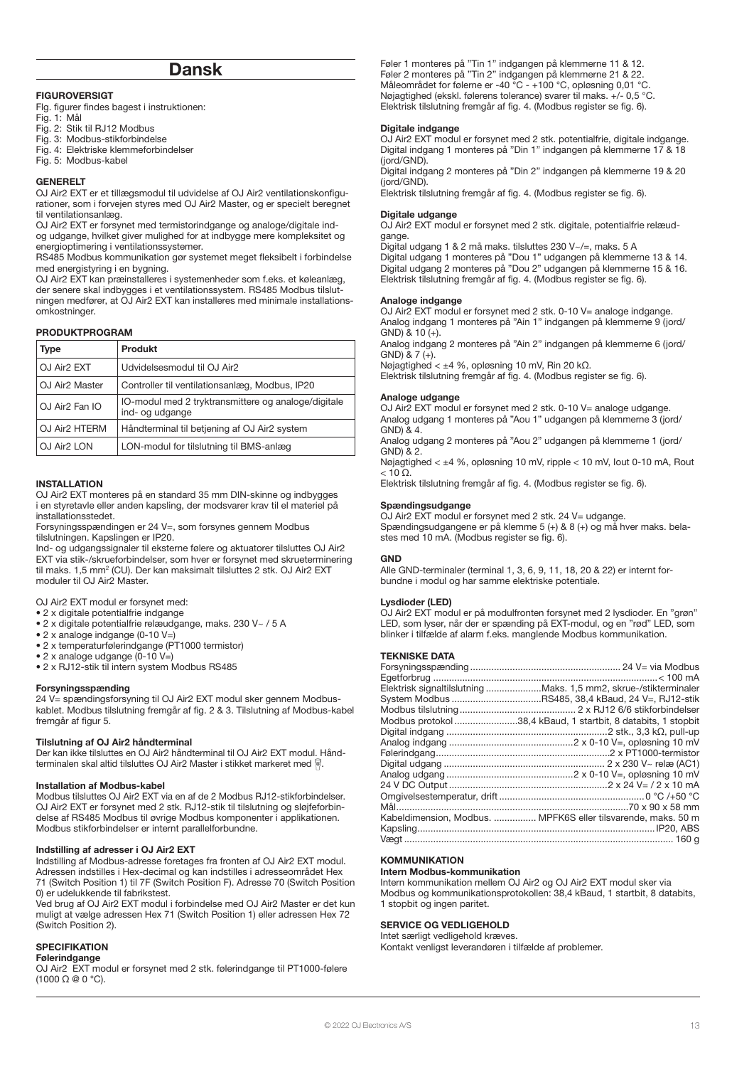# Dansk

## FIGUROVERSIGT

Flg. figurer findes bagest i instruktionen:

Fig. 1: Mål
Fig. 2: Stik til RJ12 Modbus
Fig. 3: Modbus-stikforbindelse
Fig. 4: Elektriske klemmeforbindelser
Fig. 5: Modbus-kabel

## GENERELT

OJ Air2 EXT er et tillægsmodul til udvidelse af OJ Air2 ventilationskonfigurationer, som i forvejen styres med OJ Air2 Master, og er specielt beregnet til ventilationsanlæg.

OJ Air2 EXT er forsynet med termistorindgange og analoge/digitale ind- og udgange, hvilket giver mulighed for at indbygge mere kompleksitet og energioptimering i ventilationssystemer.

RS485 Modbus kommunikation gør systemet meget fleksibelt i forbindelse med energistyring i en bygning.

OJ Air2 EXT kan præinstalleres i systemenheder som f.eks. et køleanlæg, der senere skal indbygges i et ventilationssystem. RS485 Modbus tilslutningen medfører, at OJ Air2 EXT kan installeres med minimale installationsomkostninger.

## PRODUKTPROGRAM

| Type | Produkt |
|---|---|
| OJ Air2 EXT | Udvidelsesmodul til OJ Air2 |
| OJ Air2 Master | Controller til ventilationsanlæg, Modbus, IP20 |
| OJ Air2 Fan IO | IO-modul med 2 tryktransmittere og analoge/digitale ind- og udgange |
| OJ Air2 HTERM | Håndterminal til betjening af OJ Air2 system |
| OJ Air2 LON | LON-modul for tilslutning til BMS-anlæg |

## INSTALLATION

OJ Air2 EXT monteres på en standard 35 mm DIN-skinne og indbygges i en styretavle eller anden kapsling, der modsvarer krav til el materiel på installationsstedet.

Forsyningsspændingen er 24 V=, som forsynes gennem Modbus tilslutningen. Kapslingen er IP20.

Ind- og udgangssignaler til eksterne følere og aktuatorer tilsluttes OJ Air2 EXT via stik-/skrueforbindelser, som hver er forsynet med skrueterminering til maks. 1,5 mm² (CU). Der kan maksimalt tilsluttes 2 stk. OJ Air2 EXT moduler til OJ Air2 Master.

OJ Air2 EXT modul er forsynet med:

- 2 x digitale potentialfrie indgange
- 2 x digitale potentialfrie relæudgange, maks. 230 V~ / 5 A
- 2 x analoge indgange (0-10 V=)
- 2 x temperaturfølerindgange (PT1000 termistor)
- 2 x analoge udgange (0-10 V=)
- 2 x RJ12-stik til intern system Modbus RS485

### Forsyningsspænding

24 V= spændingsforsyning til OJ Air2 EXT modul sker gennem Modbuskablet. Modbus tilslutning fremgår af fig. 2 & 3. Tilslutning af Modbus-kabel fremgår af figur 5.

### Tilslutning af OJ Air2 håndterminal

Der kan ikke tilsluttes en OJ Air2 håndterminal til OJ Air2 EXT modul. Håndterminalen skal altid tilsluttes OJ Air2 Master i stikket markeret med .

### Installation af Modbus-kabel

Modbus tilsluttes OJ Air2 EXT via en af de 2 Modbus RJ12-stikforbindelser. OJ Air2 EXT er forsynet med 2 stk. RJ12-stik til tilslutning og sløjfeforbindelse af RS485 Modbus til øvrige Modbus komponenter i applikationen. Modbus stikforbindelser er internt parallelforbundne.

### Indstilling af adresser i OJ Air2 EXT

Indstilling af Modbus-adresse foretages fra fronten af OJ Air2 EXT modul. Adressen indstilles i Hex-decimal og kan indstilles i adresseområdet Hex 71 (Switch Position 1) til 7F (Switch Position F). Adresse 70 (Switch Position 0) er udelukkende til fabrikstest.

Ved brug af OJ Air2 EXT modul i forbindelse med OJ Air2 Master er det kun muligt at vælge adressen Hex 71 (Switch Position 1) eller adressen Hex 72 (Switch Position 2).

## SPECIFIKATION

### Følerindgange

OJ Air2 EXT modul er forsynet med 2 stk. følerindgange til PT1000-følere (1000 Ω @ 0 °C).

Føler 1 monteres på "Tin 1" indgangen på klemmerne 11 & 12.
Føler 2 monteres på "Tin 2" indgangen på klemmerne 21 & 22.
Måleområdet for følerne er -40 °C - +100 °C, opløsning 0,01 °C.
Nøjagtighed (ekskl. følerens tolerance) svarer til maks. +/- 0,5 °C.
Elektrisk tilslutning fremgår af fig. 4. (Modbus register se fig. 6).

### Digitale indgange

OJ Air2 EXT modul er forsynet med 2 stk. potentialfrie, digitale indgange.
Digital indgang 1 monteres på "Din 1" indgangen på klemmerne 17 & 18 (jord/GND).
Digital indgang 2 monteres på "Din 2" indgangen på klemmerne 19 & 20 (jord/GND).
Elektrisk tilslutning fremgår af fig. 4. (Modbus register se fig. 6).

### Digitale udgange

OJ Air2 EXT modul er forsynet med 2 stk. digitale, potentialfrie relæudgange.
Digital udgang 1 & 2 må maks. tilsluttes 230 V~/=, maks. 5 A
Digital udgang 1 monteres på "Dou 1" udgangen på klemmerne 13 & 14.
Digital udgang 2 monteres på "Dou 2" udgangen på klemmerne 15 & 16.
Elektrisk tilslutning fremgår af fig. 4. (Modbus register se fig. 6).

### Analoge indgange

OJ Air2 EXT modul er forsynet med 2 stk. 0-10 V= analoge indgange.
Analog indgang 1 monteres på "Ain 1" indgangen på klemmerne 9 (jord/GND) & 10 (+).
Analog indgang 2 monteres på "Ain 2" indgangen på klemmerne 6 (jord/GND) & 7 (+).
Nøjagtighed < ±4 %, opløsning 10 mV, Rin 20 kΩ.
Elektrisk tilslutning fremgår af fig. 4. (Modbus register se fig. 6).

### Analoge udgange

OJ Air2 EXT modul er forsynet med 2 stk. 0-10 V= analoge udgange.
Analog udgang 1 monteres på "Aou 1" udgangen på klemmerne 3 (jord/GND) & 4.
Analog udgang 2 monteres på "Aou 2" udgangen på klemmerne 1 (jord/GND) & 2.
Nøjagtighed < ±4 %, opløsning 10 mV, ripple < 10 mV, Iout 0-10 mA, Rout < 10 Ω.
Elektrisk tilslutning fremgår af fig. 4. (Modbus register se fig. 6).

### Spændingsudgange

OJ Air2 EXT modul er forsynet med 2 stk. 24 V= udgange.
Spændingsudgangene er på klemme 5 (+) & 8 (+) og må hver maks. belastes med 10 mA. (Modbus register se fig. 6).

### GND

Alle GND-terminaler (terminal 1, 3, 6, 9, 11, 18, 20 & 22) er internt forbundne i modul og har samme elektriske potentiale.

### Lysdioder (LED)

OJ Air2 EXT modul er på modulfronten forsynet med 2 lysdioder. En "grøn" LED, som lyser, når der er spænding på EXT-modul, og en "rød" LED, som blinker i tilfælde af alarm f.eks. manglende Modbus kommunikation.

## TEKNISKE DATA

| | |
|---|---|
| Forsyningsspænding | 24 V= via Modbus |
| Egetforbrug | < 100 mA |
| Elektrisk signaltilslutning | Maks. 1,5 mm2, skrue-/stikterminaler |
| System Modbus | RS485, 38,4 kBaud, 24 V=, RJ12-stik |
| Modbus tilslutning | 2 x RJ12 6/6 stikforbindelser |
| Modbus protokol | 38,4 kBaud, 1 startbit, 8 databits, 1 stopbit |
| Digital indgang | 2 stk., 3,3 kΩ, pull-up |
| Analog indgang | 2 x 0-10 V=, opløsning 10 mV |
| Følerindgang | 2 x PT1000-termistor |
| Digital udgang | 2 x 230 V~ relæ (AC1) |
| Analog udgang | 2 x 0-10 V=, opløsning 10 mV |
| 24 V DC Output | 2 x 24 V= / 2 x 10 mA |
| Omgivelsestemperatur, drift | 0 °C /+50 °C |
| Mål | 70 x 90 x 58 mm |
| Kabeldimension, Modbus. | MPFK6S eller tilsvarende, maks. 50 m |
| Kapsling | IP20, ABS |
| Vægt | 160 g |

## KOMMUNIKATION

### Intern Modbus-kommunikation

Intern kommunikation mellem OJ Air2 og OJ Air2 EXT modul sker via Modbus og kommunikationsprotokollen: 38,4 kBaud, 1 startbit, 8 databits, 1 stopbit og ingen paritet.

## SERVICE OG VEDLIGEHOLD

Intet særligt vedligehold kræves.
Kontakt venligst leverandøren i tilfælde af problemer.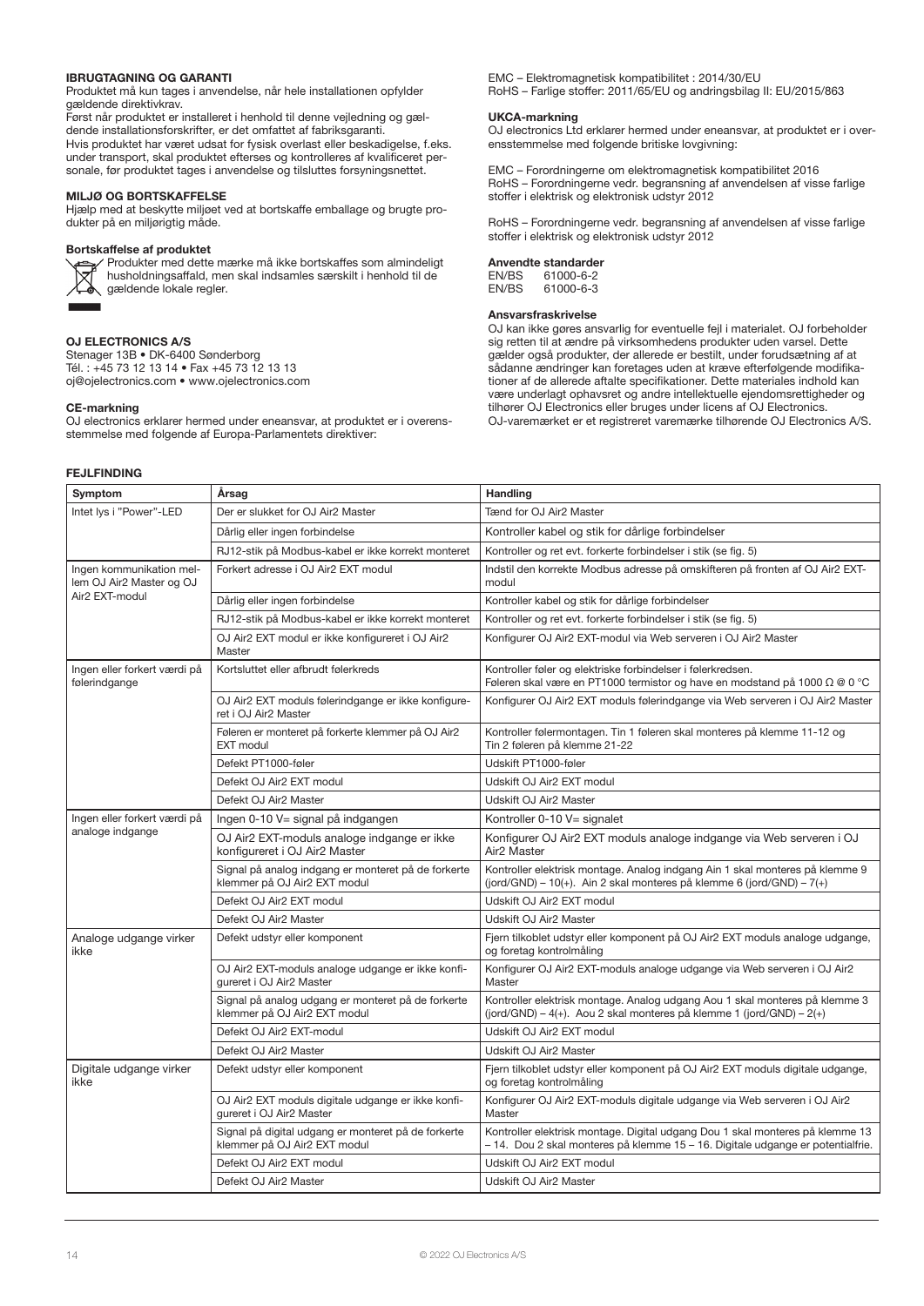### IBRUGTAGNING OG GARANTI

Produktet må kun tages i anvendelse, når hele installationen opfylder gældende direktivkrav.
Først når produktet er installeret i henhold til denne vejledning og gældende installationsforskrifter, er det omfattet af fabriksgaranti.
Hvis produktet har været udsat for fysisk overlast eller beskadigelse, f.eks. under transport, skal produktet efterses og kontrolleres af kvalificeret personale, før produktet tages i anvendelse og tilsluttes forsyningsnettet.

### MILJØ OG BORTSKAFFELSE

Hjælp med at beskytte miljøet ved at bortskaffe emballage og brugte produkter på en miljørigtig måde.

#### Bortskaffelse af produktet

Produkter med dette mærke må ikke bortskaffes som almindeligt husholdningsaffald, men skal indsamles særskilt i henhold til de gældende lokale regler.

### OJ ELECTRONICS A/S

Stenager 13B • DK-6400 Sønderborg
Tél. : +45 73 12 13 14 • Fax +45 73 12 13 13
oj@ojelectronics.com • www.ojelectronics.com

#### CE-markning

OJ electronics erklærer hermed under eneansvar, at produktet er i overensstemmelse med følgende af Europa-Parlamentets direktiver:

EMC – Elektromagnetisk kompatibilitet : 2014/30/EU
RoHS – Farlige stoffer: 2011/65/EU og andringsbilag II: EU/2015/863

#### UKCA-markning

OJ electronics Ltd erklærer hermed under eneansvar, at produktet er i overensstemmelse med følgende britiske lovgivning:

EMC – Forordningerne om elektromagnetisk kompatibilitet 2016
RoHS – Forordningerne vedr. begransning af anvendelsen af visse farlige stoffer i elektrisk og elektronisk udstyr 2012

RoHS – Forordningerne vedr. begransning af anvendelsen af visse farlige stoffer i elektrisk og elektronisk udstyr 2012

#### Anvendte standarder

EN/BS 61000-6-2
EN/BS 61000-6-3

#### Ansvarsfraskrivelse

OJ kan ikke gøres ansvarlig for eventuelle fejl i materialet. OJ forbeholder sig retten til at ændre på virksomhedens produkter uden varsel. Dette gælder også produkter, der allerede er bestilt, under forudsætning af at sådanne ændringer kan foretages uden at kræve efterfølgende modifikationer af de allerede aftalte specifikationer. Dette materiales indhold kan være underlagt ophavsret og andre intellektuelle ejendomsrettigheder og tilhører OJ Electronics eller bruges under licens af OJ Electronics.
OJ-varemærket er et registreret varemærke tilhørende OJ Electronics A/S.

### FEJLFINDING

| Symptom | Årsag | Handling |
|---|---|---|
| Intet lys i "Power"-LED | Der er slukket for OJ Air2 Master | Tænd for OJ Air2 Master |
| | Dårlig eller ingen forbindelse | Kontroller kabel og stik for dårlige forbindelser |
| | RJ12-stik på Modbus-kabel er ikke korrekt monteret | Kontroller og ret evt. forkerte forbindelser i stik (se fig. 5) |
| Ingen kommunikation mellem OJ Air2 Master og OJ Air2 EXT-modul | Forkert adresse i OJ Air2 EXT modul | Indstil den korrekte Modbus adresse på omskifteren på fronten af OJ Air2 EXT-modul |
| | Dårlig eller ingen forbindelse | Kontroller kabel og stik for dårlige forbindelser |
| | RJ12-stik på Modbus-kabel er ikke korrekt monteret | Kontroller og ret evt. forkerte forbindelser i stik (se fig. 5) |
| | OJ Air2 EXT modul er ikke konfigureret i OJ Air2 Master | Konfigurer OJ Air2 EXT-modul via Web serveren i OJ Air2 Master |
| Ingen eller forkert værdi på følerindgange | Kortsluttet eller afbrudt følerkreds | Kontroller føler og elektriske forbindelser i følerkredsen. Føleren skal være en PT1000 termistor og have en modstand på 1000 Ω @ 0 °C |
| | OJ Air2 EXT moduls følerindgange er ikke konfigureret i OJ Air2 Master | Konfigurer OJ Air2 EXT moduls følerindgange via Web serveren i OJ Air2 Master |
| | Føleren er monteret på forkerte klemmer på OJ Air2 EXT modul | Kontroller følermontagen. Tin 1 føleren skal monteres på klemme 11-12 og Tin 2 føleren på klemme 21-22 |
| | Defekt PT1000-føler | Udskift PT1000-føler |
| | Defekt OJ Air2 EXT modul | Udskift OJ Air2 EXT modul |
| | Defekt OJ Air2 Master | Udskift OJ Air2 Master |
| Ingen eller forkert værdi på analoge indgange | Ingen 0-10 V= signal på indgangen | Kontroller 0-10 V= signalet |
| | OJ Air2 EXT-moduls analoge indgange er ikke konfigureret i OJ Air2 Master | Konfigurer OJ Air2 EXT moduls analoge indgange via Web serveren i OJ Air2 Master |
| | Signal på analog indgang er monteret på de forkerte klemmer på OJ Air2 EXT modul | Kontroller elektrisk montage. Analog indgang Ain 1 skal monteres på klemme 9 (jord/GND) – 10(+). Ain 2 skal monteres på klemme 6 (jord/GND) – 7(+) |
| | Defekt OJ Air2 EXT modul | Udskift OJ Air2 EXT modul |
| | Defekt OJ Air2 Master | Udskift OJ Air2 Master |
| Analoge udgange virker ikke | Defekt udstyr eller komponent | Fjern tilkoblet udstyr eller komponent på OJ Air2 EXT moduls analoge udgange, og foretag kontrolmåling |
| | OJ Air2 EXT-moduls analoge udgange er ikke konfigureret i OJ Air2 Master | Konfigurer OJ Air2 EXT-moduls analoge udgange via Web serveren i OJ Air2 Master |
| | Signal på analog udgang er monteret på de forkerte klemmer på OJ Air2 EXT modul | Kontroller elektrisk montage. Analog udgang Aou 1 skal monteres på klemme 3 (jord/GND) – 4(+). Aou 2 skal monteres på klemme 1 (jord/GND) – 2(+) |
| | Defekt OJ Air2 EXT-modul | Udskift OJ Air2 EXT modul |
| | Defekt OJ Air2 Master | Udskift OJ Air2 Master |
| Digitale udgange virker ikke | Defekt udstyr eller komponent | Fjern tilkoblet udstyr eller komponent på OJ Air2 EXT moduls digitale udgange, og foretag kontrolmåling |
| | OJ Air2 EXT moduls digitale udgange er ikke konfigureret i OJ Air2 Master | Konfigurer OJ Air2 EXT-moduls digitale udgange via Web serveren i OJ Air2 Master |
| | Signal på digital udgang er monteret på de forkerte klemmer på OJ Air2 EXT modul | Kontroller elektrisk montage. Digital udgang Dou 1 skal monteres på klemme 13 – 14. Dou 2 skal monteres på klemme 15 – 16. Digitale udgange er potentialfrie. |
| | Defekt OJ Air2 EXT modul | Udskift OJ Air2 EXT modul |
| | Defekt OJ Air2 Master | Udskift OJ Air2 Master |

© 2022 OJ Electronics A/S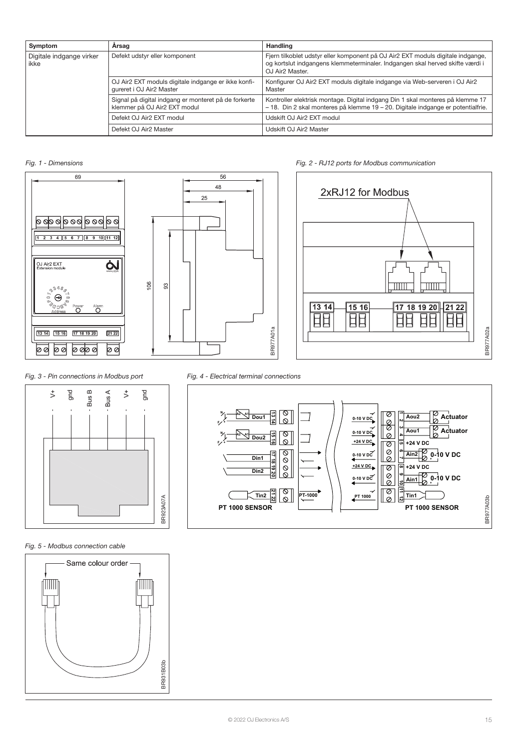| Symptom | Årsag | Handling |
|---|---|---|
| Digitale indgange virker ikke | Defekt udstyr eller komponent | Fjern tilkoblet udstyr eller komponent på OJ Air2 EXT moduls digitale indgange, og kortslut indgangens klemmeterminaler. Indgangen skal herved skifte værdi i OJ Air2 Master. |
| | OJ Air2 EXT moduls digitale indgange er ikke konfigureret i OJ Air2 Master | Konfigurer OJ Air2 EXT moduls digitale indgange via Web-serveren i OJ Air2 Master |
| | Signal på digital indgang er monteret på de forkerte klemmer på OJ Air2 EXT modul | Kontroller elektrisk montage. Digital indgang Din 1 skal monteres på klemme 17 – 18. Din 2 skal monteres på klemme 19 – 20. Digitale indgange er potentialfrie. |
| | Defekt OJ Air2 EXT modul | Udskift OJ Air2 EXT modul |
| | Defekt OJ Air2 Master | Udskift OJ Air2 Master |

*Fig. 1 - Dimensions*

*Fig. 2 - RJ12 ports for Modbus communication*

*Fig. 3 - Pin connections in Modbus port*

*Fig. 4 - Electrical terminal connections*

*Fig. 5 - Modbus connection cable*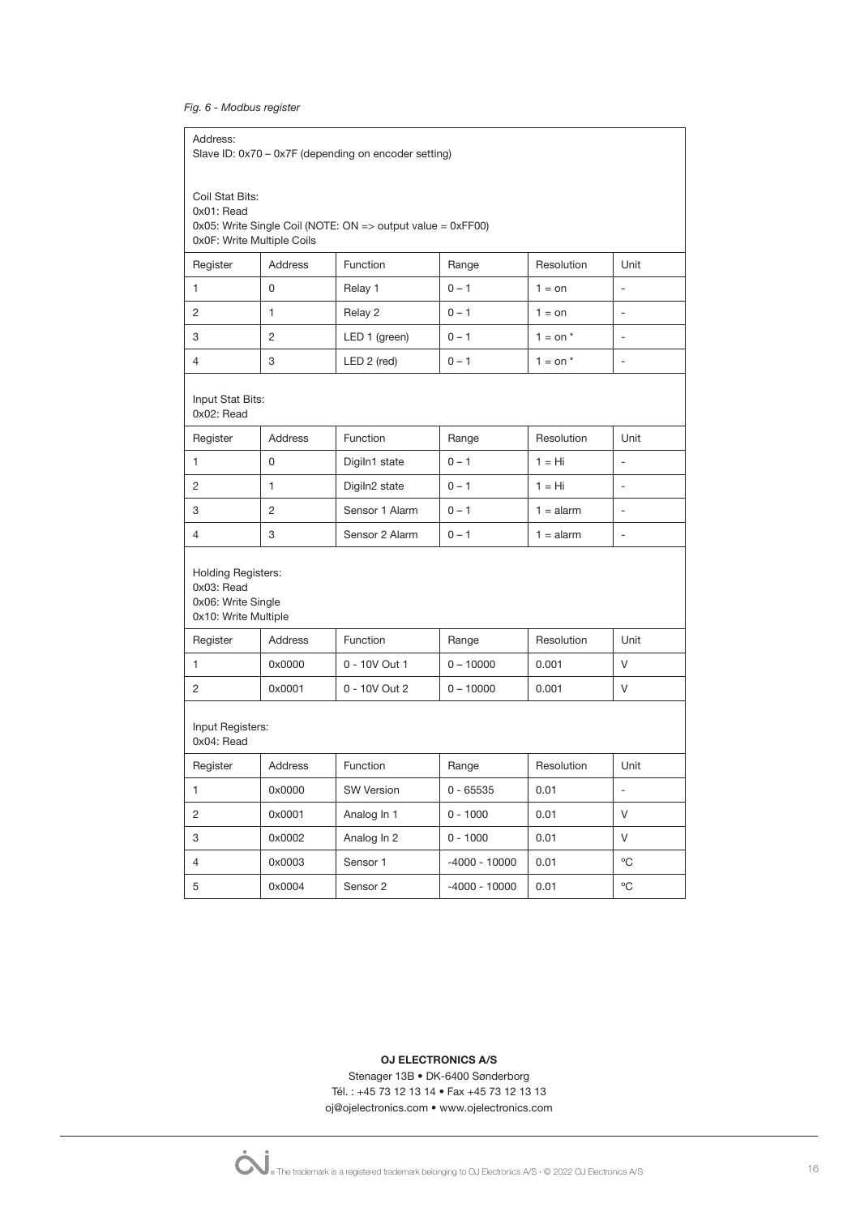*Fig. 6 - Modbus register*

Address:
Slave ID: 0x70 – 0x7F (depending on encoder setting)

Coil Stat Bits:
0x01: Read
0x05: Write Single Coil (NOTE: ON => output value = 0xFF00)
0x0F: Write Multiple Coils

| Register | Address | Function | Range | Resolution | Unit |
|---|---|---|---|---|---|
| 1 | 0 | Relay 1 | 0 – 1 | 1 = on | - |
| 2 | 1 | Relay 2 | 0 – 1 | 1 = on | - |
| 3 | 2 | LED 1 (green) | 0 – 1 | 1 = on * | - |
| 4 | 3 | LED 2 (red) | 0 – 1 | 1 = on * | - |

Input Stat Bits:
0x02: Read

| Register | Address | Function | Range | Resolution | Unit |
|---|---|---|---|---|---|
| 1 | 0 | DigiIn1 state | 0 – 1 | 1 = Hi | - |
| 2 | 1 | DigiIn2 state | 0 – 1 | 1 = Hi | - |
| 3 | 2 | Sensor 1 Alarm | 0 – 1 | 1 = alarm | - |
| 4 | 3 | Sensor 2 Alarm | 0 – 1 | 1 = alarm | - |

Holding Registers:
0x03: Read
0x06: Write Single
0x10: Write Multiple

| Register | Address | Function | Range | Resolution | Unit |
|---|---|---|---|---|---|
| 1 | 0x0000 | 0 - 10V Out 1 | 0 – 10000 | 0.001 | V |
| 2 | 0x0001 | 0 - 10V Out 2 | 0 – 10000 | 0.001 | V |

Input Registers:
0x04: Read

| Register | Address | Function | Range | Resolution | Unit |
|---|---|---|---|---|---|
| 1 | 0x0000 | SW Version | 0 - 65535 | 0.01 | - |
| 2 | 0x0001 | Analog In 1 | 0 - 1000 | 0.01 | V |
| 3 | 0x0002 | Analog In 2 | 0 - 1000 | 0.01 | V |
| 4 | 0x0003 | Sensor 1 | -4000 - 10000 | 0.01 | °C |
| 5 | 0x0004 | Sensor 2 | -4000 - 10000 | 0.01 | °C |

**OJ ELECTRONICS A/S**
Stenager 13B • DK-6400 Sønderborg
Tél. : +45 73 12 13 14 • Fax +45 73 12 13 13
oj@ojelectronics.com • www.ojelectronics.com

® The trademark is a registered trademark belonging to OJ Electronics A/S · © 2022 OJ Electronics A/S